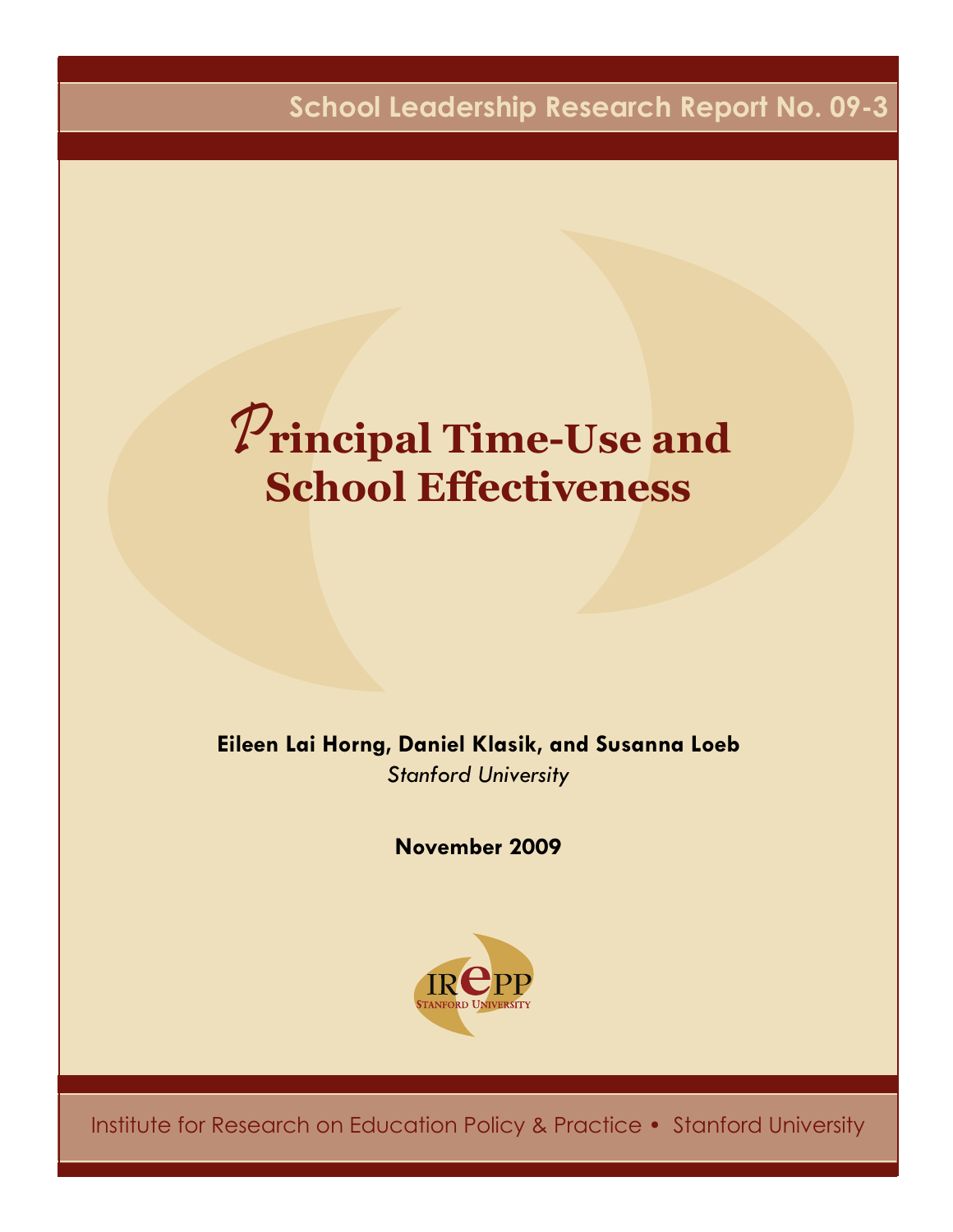School Leadership Research Report No. 09-3

# Principal Time-Use and School Effectiveness

**Eileen Lai Horng, Daniel Klasik, and Susanna Loeb**

*Stanford University*

**November 2009**

IREPP
STANFORD UNIVERSITY

Institute for Research on Education Policy & Practice • Stanford University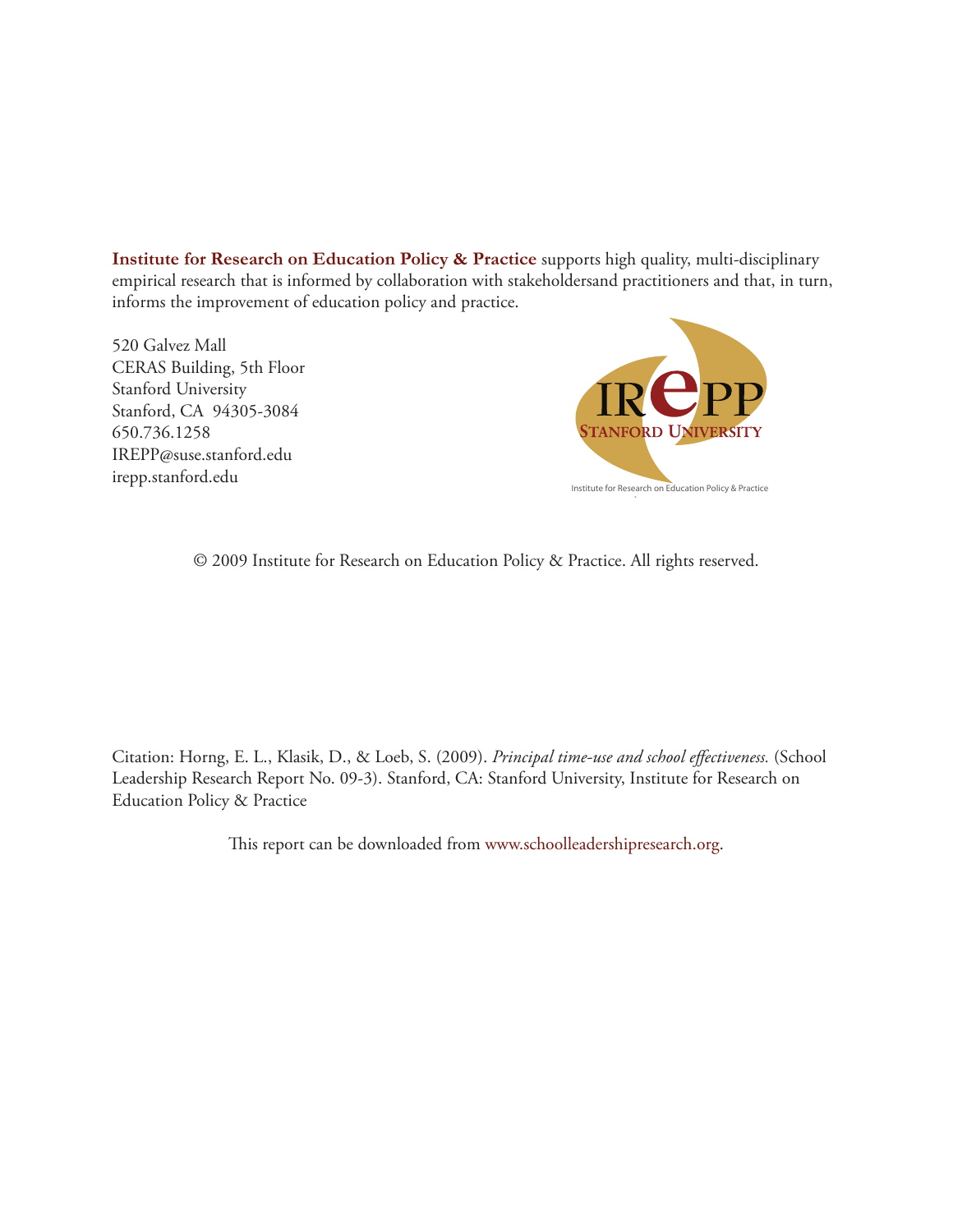**Institute for Research on Education Policy & Practice** supports high quality, multi-disciplinary empirical research that is informed by collaboration with stakeholdersand practitioners and that, in turn, informs the improvement of education policy and practice.

520 Galvez Mall
CERAS Building, 5th Floor
Stanford University
Stanford, CA 94305-3084
650.736.1258
IREPP@suse.stanford.edu
irepp.stanford.edu

IREPP
STANFORD UNIVERSITY
Institute for Research on Education Policy & Practice

© 2009 Institute for Research on Education Policy & Practice. All rights reserved.

Citation: Horng, E. L., Klasik, D., & Loeb, S. (2009). *Principal time-use and school effectiveness.* (School Leadership Research Report No. 09-3). Stanford, CA: Stanford University, Institute for Research on Education Policy & Practice

This report can be downloaded from www.schoolleadershipresearch.org.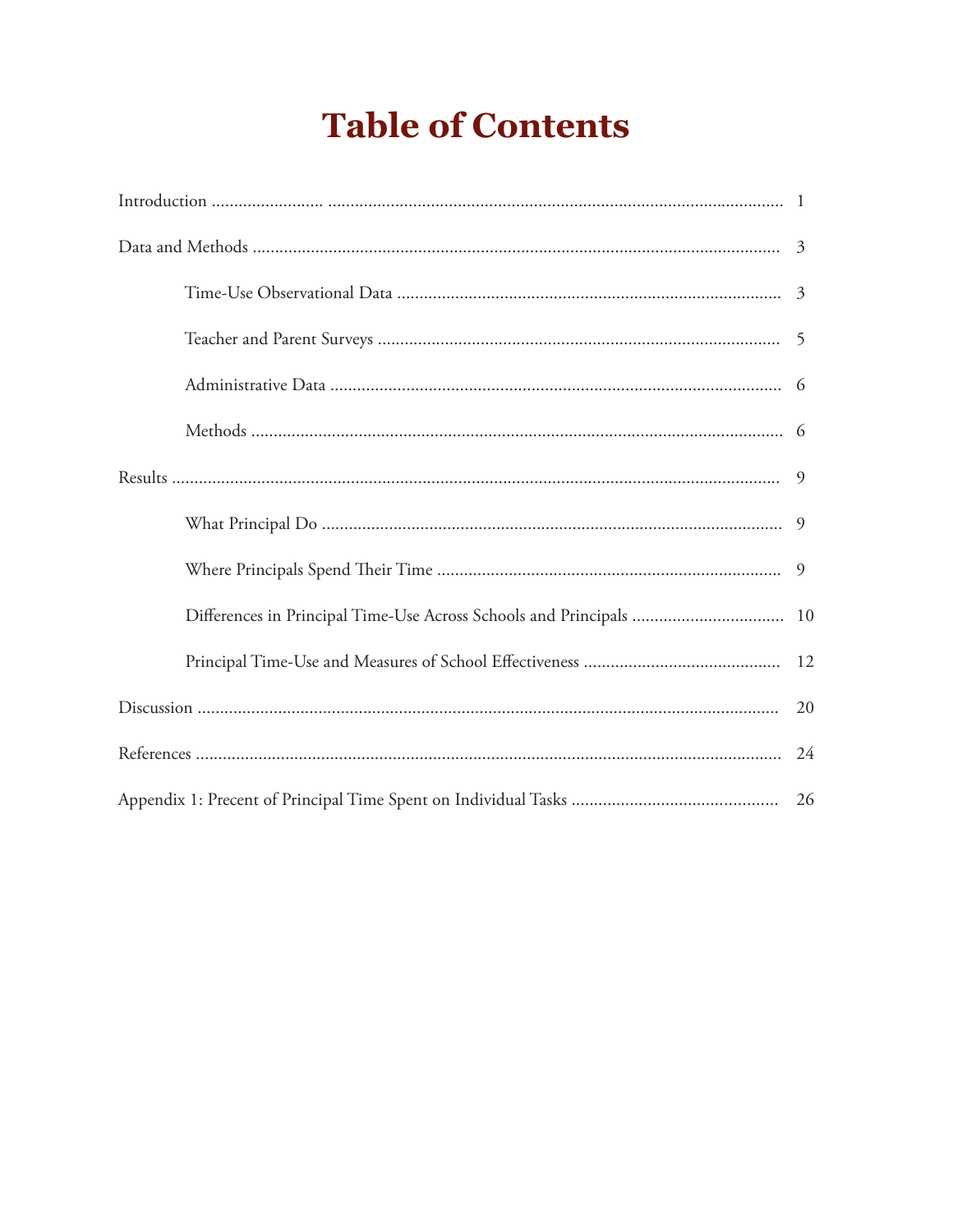# Table of Contents

| | |
|---|---|
| Introduction | 1 |
| Data and Methods | 3 |
| Time-Use Observational Data | 3 |
| Teacher and Parent Surveys | 5 |
| Administrative Data | 6 |
| Methods | 6 |
| Results | 9 |
| What Principal Do | 9 |
| Where Principals Spend Their Time | 9 |
| Differences in Principal Time-Use Across Schools and Principals | 10 |
| Principal Time-Use and Measures of School Effectiveness | 12 |
| Discussion | 20 |
| References | 24 |
| Appendix 1: Precent of Principal Time Spent on Individual Tasks | 26 |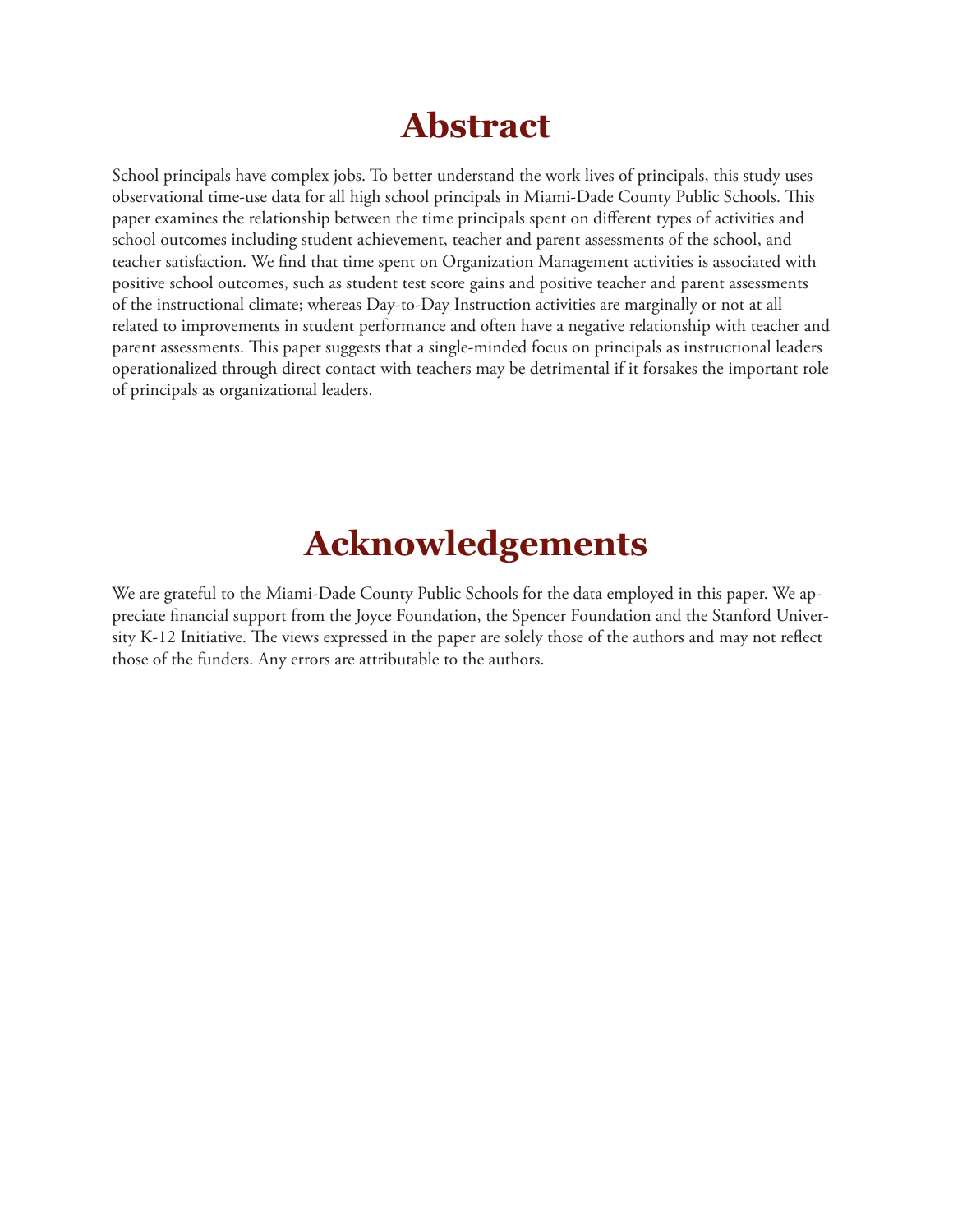# Abstract

School principals have complex jobs. To better understand the work lives of principals, this study uses observational time-use data for all high school principals in Miami-Dade County Public Schools. This paper examines the relationship between the time principals spent on different types of activities and school outcomes including student achievement, teacher and parent assessments of the school, and teacher satisfaction. We find that time spent on Organization Management activities is associated with positive school outcomes, such as student test score gains and positive teacher and parent assessments of the instructional climate; whereas Day-to-Day Instruction activities are marginally or not at all related to improvements in student performance and often have a negative relationship with teacher and parent assessments. This paper suggests that a single-minded focus on principals as instructional leaders operationalized through direct contact with teachers may be detrimental if it forsakes the important role of principals as organizational leaders.

# Acknowledgements

We are grateful to the Miami-Dade County Public Schools for the data employed in this paper. We appreciate financial support from the Joyce Foundation, the Spencer Foundation and the Stanford University K-12 Initiative. The views expressed in the paper are solely those of the authors and may not reflect those of the funders. Any errors are attributable to the authors.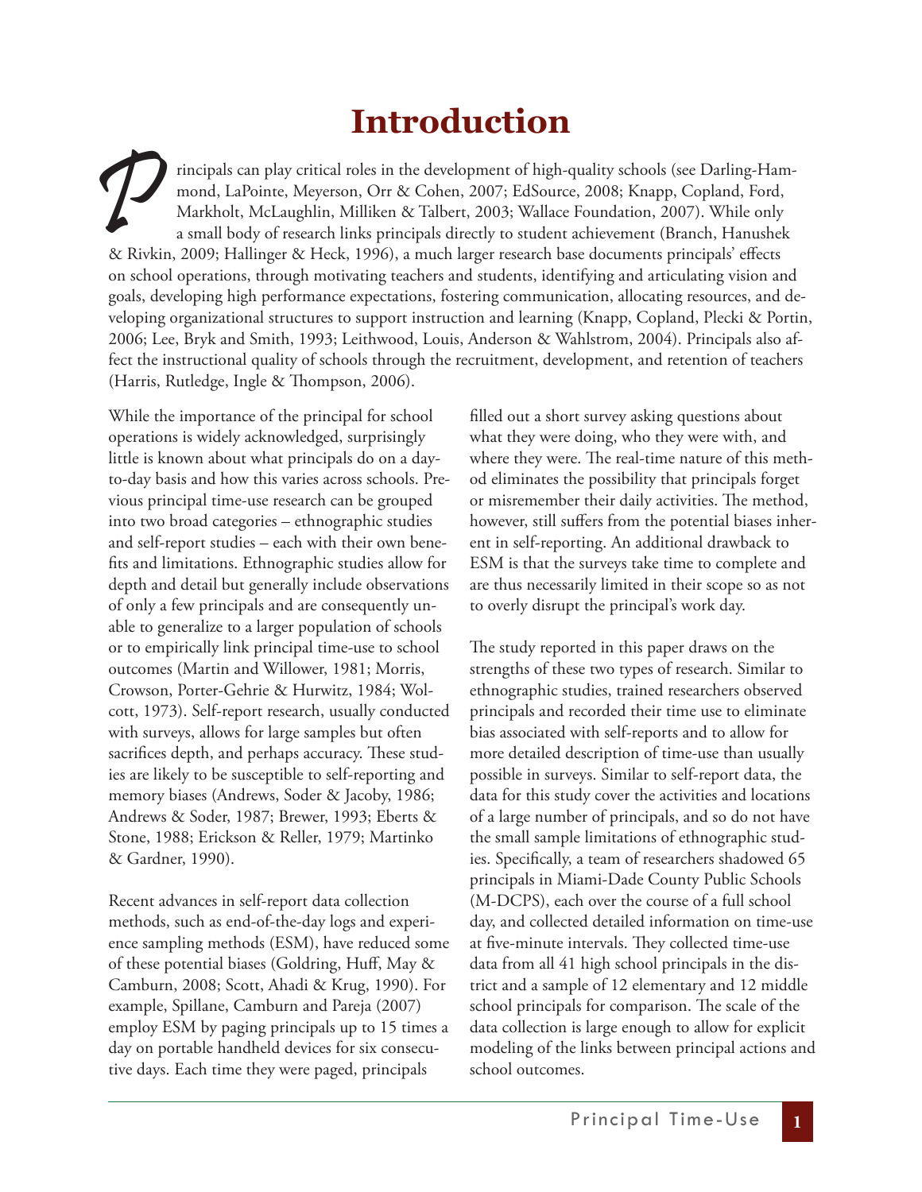# Introduction

Principals can play critical roles in the development of high-quality schools (see Darling-Hammond, LaPointe, Meyerson, Orr & Cohen, 2007; EdSource, 2008; Knapp, Copland, Ford, Markholt, McLaughlin, Milliken & Talbert, 2003; Wallace Foundation, 2007). While only a small body of research links principals directly to student achievement (Branch, Hanushek & Rivkin, 2009; Hallinger & Heck, 1996), a much larger research base documents principals' effects on school operations, through motivating teachers and students, identifying and articulating vision and goals, developing high performance expectations, fostering communication, allocating resources, and developing organizational structures to support instruction and learning (Knapp, Copland, Plecki & Portin, 2006; Lee, Bryk and Smith, 1993; Leithwood, Louis, Anderson & Wahlstrom, 2004). Principals also affect the instructional quality of schools through the recruitment, development, and retention of teachers (Harris, Rutledge, Ingle & Thompson, 2006).

While the importance of the principal for school operations is widely acknowledged, surprisingly little is known about what principals do on a day-to-day basis and how this varies across schools. Previous principal time-use research can be grouped into two broad categories – ethnographic studies and self-report studies – each with their own benefits and limitations. Ethnographic studies allow for depth and detail but generally include observations of only a few principals and are consequently unable to generalize to a larger population of schools or to empirically link principal time-use to school outcomes (Martin and Willower, 1981; Morris, Crowson, Porter-Gehrie & Hurwitz, 1984; Wolcott, 1973). Self-report research, usually conducted with surveys, allows for large samples but often sacrifices depth, and perhaps accuracy. These studies are likely to be susceptible to self-reporting and memory biases (Andrews, Soder & Jacoby, 1986; Andrews & Soder, 1987; Brewer, 1993; Eberts & Stone, 1988; Erickson & Reller, 1979; Martinko & Gardner, 1990).

Recent advances in self-report data collection methods, such as end-of-the-day logs and experience sampling methods (ESM), have reduced some of these potential biases (Goldring, Huff, May & Camburn, 2008; Scott, Ahadi & Krug, 1990). For example, Spillane, Camburn and Pareja (2007) employ ESM by paging principals up to 15 times a day on portable handheld devices for six consecutive days. Each time they were paged, principals filled out a short survey asking questions about what they were doing, who they were with, and where they were. The real-time nature of this method eliminates the possibility that principals forget or misremember their daily activities. The method, however, still suffers from the potential biases inherent in self-reporting. An additional drawback to ESM is that the surveys take time to complete and are thus necessarily limited in their scope so as not to overly disrupt the principal's work day.

The study reported in this paper draws on the strengths of these two types of research. Similar to ethnographic studies, trained researchers observed principals and recorded their time use to eliminate bias associated with self-reports and to allow for more detailed description of time-use than usually possible in surveys. Similar to self-report data, the data for this study cover the activities and locations of a large number of principals, and so do not have the small sample limitations of ethnographic studies. Specifically, a team of researchers shadowed 65 principals in Miami-Dade County Public Schools (M-DCPS), each over the course of a full school day, and collected detailed information on time-use at five-minute intervals. They collected time-use data from all 41 high school principals in the district and a sample of 12 elementary and 12 middle school principals for comparison. The scale of the data collection is large enough to allow for explicit modeling of the links between principal actions and school outcomes.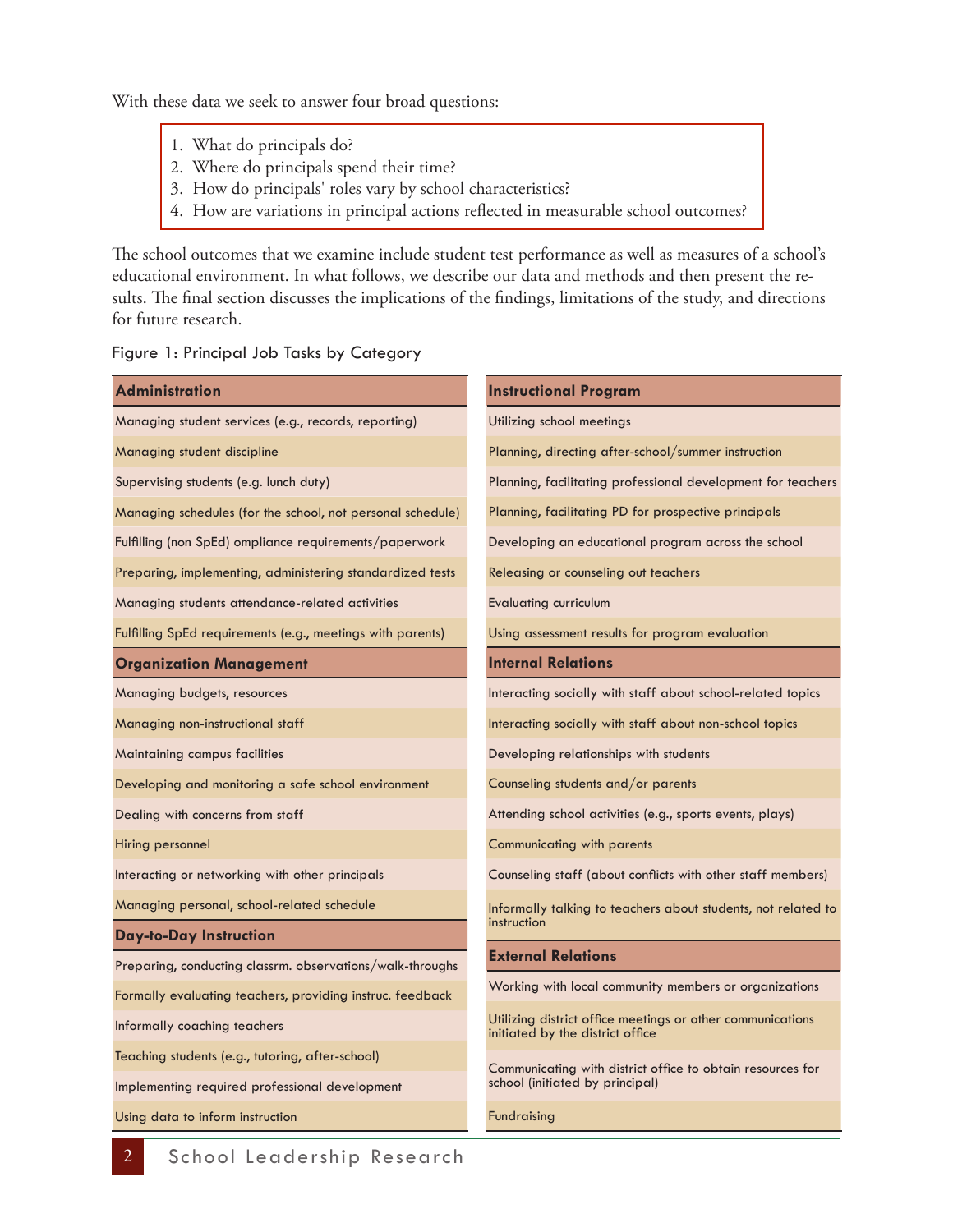With these data we seek to answer four broad questions:

1. What do principals do?
2. Where do principals spend their time?
3. How do principals' roles vary by school characteristics?
4. How are variations in principal actions reflected in measurable school outcomes?

The school outcomes that we examine include student test performance as well as measures of a school's educational environment. In what follows, we describe our data and methods and then present the results. The final section discusses the implications of the findings, limitations of the study, and directions for future research.

Figure 1: Principal Job Tasks by Category

| **Administration** |
|---|
| Managing student services (e.g., records, reporting) |
| Managing student discipline |
| Supervising students (e.g. lunch duty) |
| Managing schedules (for the school, not personal schedule) |
| Fulfilling (non SpEd) ompliance requirements/paperwork |
| Preparing, implementing, administering standardized tests |
| Managing students attendance-related activities |
| Fulfilling SpEd requirements (e.g., meetings with parents) |
| **Organization Management** |
| Managing budgets, resources |
| Managing non-instructional staff |
| Maintaining campus facilities |
| Developing and monitoring a safe school environment |
| Dealing with concerns from staff |
| Hiring personnel |
| Interacting or networking with other principals |
| Managing personal, school-related schedule |
| **Day-to-Day Instruction** |
| Preparing, conducting classrm. observations/walk-throughs |
| Formally evaluating teachers, providing instruc. feedback |
| Informally coaching teachers |
| Teaching students (e.g., tutoring, after-school) |
| Implementing required professional development |
| Using data to inform instruction |

| **Instructional Program** |
|---|
| Utilizing school meetings |
| Planning, directing after-school/summer instruction |
| Planning, facilitating professional development for teachers |
| Planning, facilitating PD for prospective principals |
| Developing an educational program across the school |
| Releasing or counseling out teachers |
| Evaluating curriculum |
| Using assessment results for program evaluation |
| **Internal Relations** |
| Interacting socially with staff about school-related topics |
| Interacting socially with staff about non-school topics |
| Developing relationships with students |
| Counseling students and/or parents |
| Attending school activities (e.g., sports events, plays) |
| Communicating with parents |
| Counseling staff (about conflicts with other staff members) |
| Informally talking to teachers about students, not related to instruction |
| **External Relations** |
| Working with local community members or organizations |
| Utilizing district office meetings or other communications initiated by the district office |
| Communicating with district office to obtain resources for school (initiated by principal) |
| Fundraising |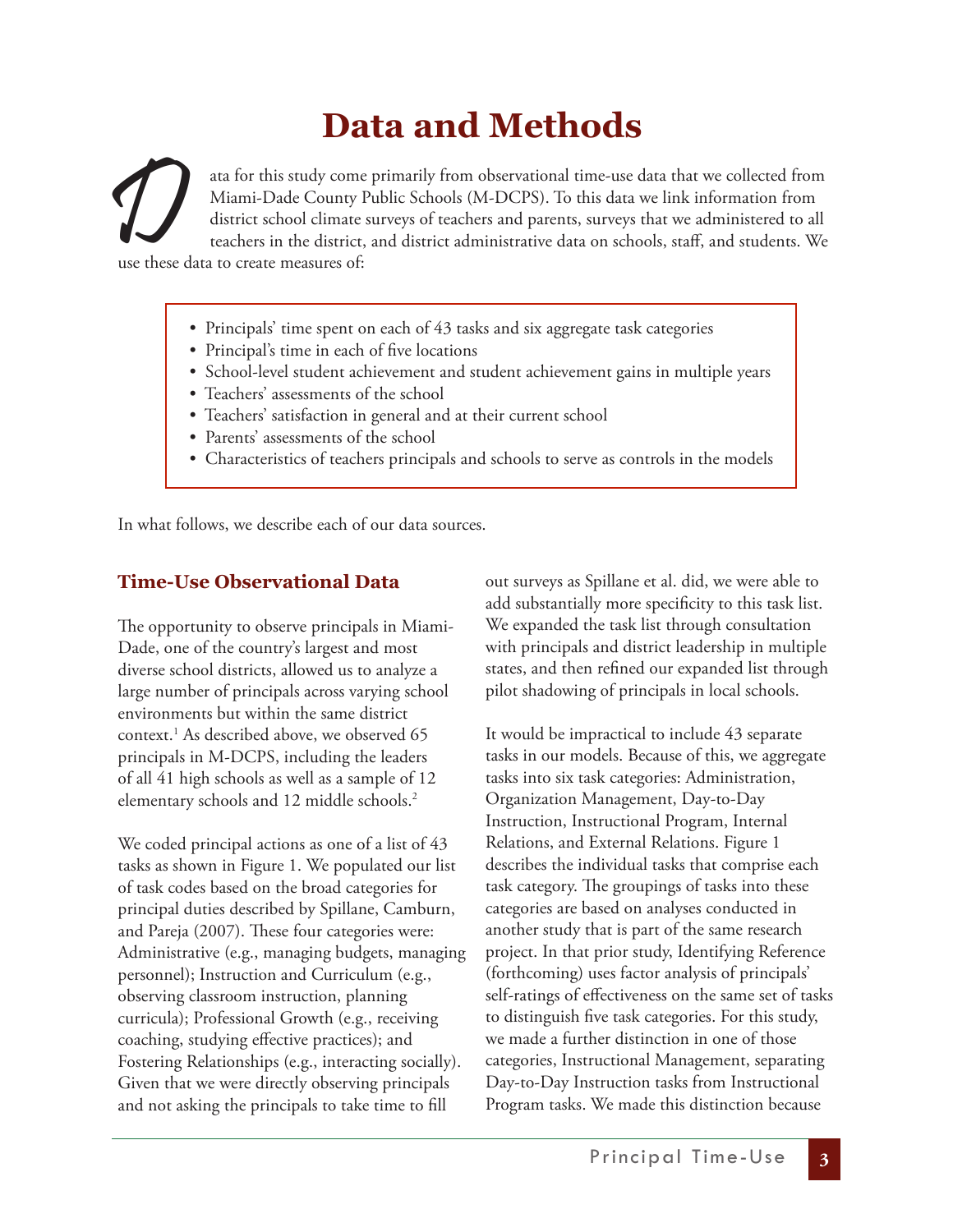# Data and Methods

Data for this study come primarily from observational time-use data that we collected from Miami-Dade County Public Schools (M-DCPS). To this data we link information from district school climate surveys of teachers and parents, surveys that we administered to all teachers in the district, and district administrative data on schools, staff, and students. We use these data to create measures of:

- Principals' time spent on each of 43 tasks and six aggregate task categories
- Principal's time in each of five locations
- School-level student achievement and student achievement gains in multiple years
- Teachers' assessments of the school
- Teachers' satisfaction in general and at their current school
- Parents' assessments of the school
- Characteristics of teachers principals and schools to serve as controls in the models

In what follows, we describe each of our data sources.

## Time-Use Observational Data

The opportunity to observe principals in Miami-Dade, one of the country's largest and most diverse school districts, allowed us to analyze a large number of principals across varying school environments but within the same district context.[1] As described above, we observed 65 principals in M-DCPS, including the leaders of all 41 high schools as well as a sample of 12 elementary schools and 12 middle schools.[2]

We coded principal actions as one of a list of 43 tasks as shown in Figure 1. We populated our list of task codes based on the broad categories for principal duties described by Spillane, Camburn, and Pareja (2007). These four categories were: Administrative (e.g., managing budgets, managing personnel); Instruction and Curriculum (e.g., observing classroom instruction, planning curricula); Professional Growth (e.g., receiving coaching, studying effective practices); and Fostering Relationships (e.g., interacting socially). Given that we were directly observing principals and not asking the principals to take time to fill out surveys as Spillane et al. did, we were able to add substantially more specificity to this task list. We expanded the task list through consultation with principals and district leadership in multiple states, and then refined our expanded list through pilot shadowing of principals in local schools.

It would be impractical to include 43 separate tasks in our models. Because of this, we aggregate tasks into six task categories: Administration, Organization Management, Day-to-Day Instruction, Instructional Program, Internal Relations, and External Relations. Figure 1 describes the individual tasks that comprise each task category. The groupings of tasks into these categories are based on analyses conducted in another study that is part of the same research project. In that prior study, Identifying Reference (forthcoming) uses factor analysis of principals' self-ratings of effectiveness on the same set of tasks to distinguish five task categories. For this study, we made a further distinction in one of those categories, Instructional Management, separating Day-to-Day Instruction tasks from Instructional Program tasks. We made this distinction because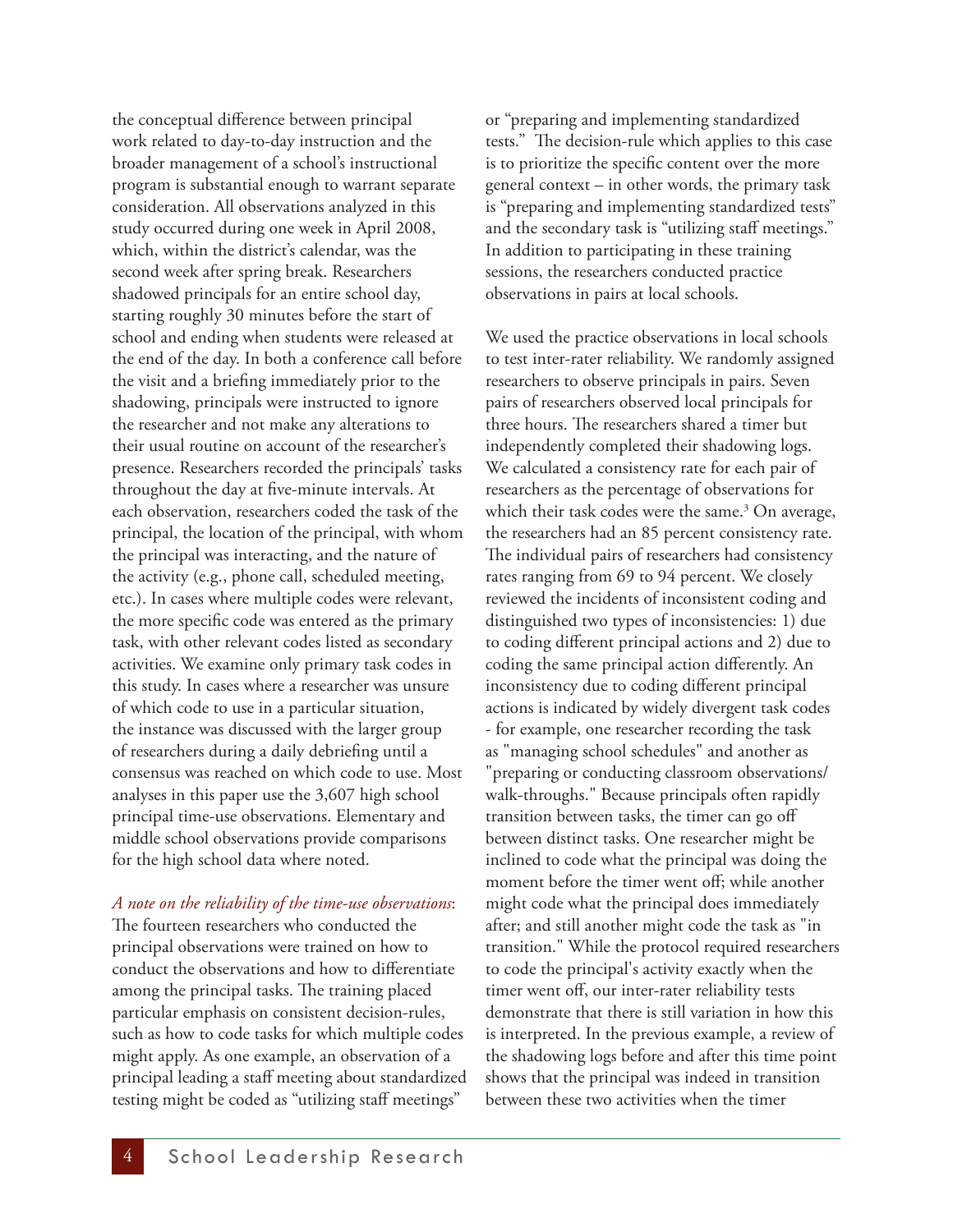the conceptual difference between principal work related to day-to-day instruction and the broader management of a school's instructional program is substantial enough to warrant separate consideration. All observations analyzed in this study occurred during one week in April 2008, which, within the district's calendar, was the second week after spring break. Researchers shadowed principals for an entire school day, starting roughly 30 minutes before the start of school and ending when students were released at the end of the day. In both a conference call before the visit and a briefing immediately prior to the shadowing, principals were instructed to ignore the researcher and not make any alterations to their usual routine on account of the researcher's presence. Researchers recorded the principals' tasks throughout the day at five-minute intervals. At each observation, researchers coded the task of the principal, the location of the principal, with whom the principal was interacting, and the nature of the activity (e.g., phone call, scheduled meeting, etc.). In cases where multiple codes were relevant, the more specific code was entered as the primary task, with other relevant codes listed as secondary activities. We examine only primary task codes in this study. In cases where a researcher was unsure of which code to use in a particular situation, the instance was discussed with the larger group of researchers during a daily debriefing until a consensus was reached on which code to use. Most analyses in this paper use the 3,607 high school principal time-use observations. Elementary and middle school observations provide comparisons for the high school data where noted.

*A note on the reliability of the time-use observations*: The fourteen researchers who conducted the principal observations were trained on how to conduct the observations and how to differentiate among the principal tasks. The training placed particular emphasis on consistent decision-rules, such as how to code tasks for which multiple codes might apply. As one example, an observation of a principal leading a staff meeting about standardized testing might be coded as "utilizing staff meetings" or "preparing and implementing standardized tests." The decision-rule which applies to this case is to prioritize the specific content over the more general context – in other words, the primary task is "preparing and implementing standardized tests" and the secondary task is "utilizing staff meetings." In addition to participating in these training sessions, the researchers conducted practice observations in pairs at local schools.

We used the practice observations in local schools to test inter-rater reliability. We randomly assigned researchers to observe principals in pairs. Seven pairs of researchers observed local principals for three hours. The researchers shared a timer but independently completed their shadowing logs. We calculated a consistency rate for each pair of researchers as the percentage of observations for which their task codes were the same.[3] On average, the researchers had an 85 percent consistency rate. The individual pairs of researchers had consistency rates ranging from 69 to 94 percent. We closely reviewed the incidents of inconsistent coding and distinguished two types of inconsistencies: 1) due to coding different principal actions and 2) due to coding the same principal action differently. An inconsistency due to coding different principal actions is indicated by widely divergent task codes - for example, one researcher recording the task as "managing school schedules" and another as "preparing or conducting classroom observations/ walk-throughs." Because principals often rapidly transition between tasks, the timer can go off between distinct tasks. One researcher might be inclined to code what the principal was doing the moment before the timer went off; while another might code what the principal does immediately after; and still another might code the task as "in transition." While the protocol required researchers to code the principal's activity exactly when the timer went off, our inter-rater reliability tests demonstrate that there is still variation in how this is interpreted. In the previous example, a review of the shadowing logs before and after this time point shows that the principal was indeed in transition between these two activities when the timer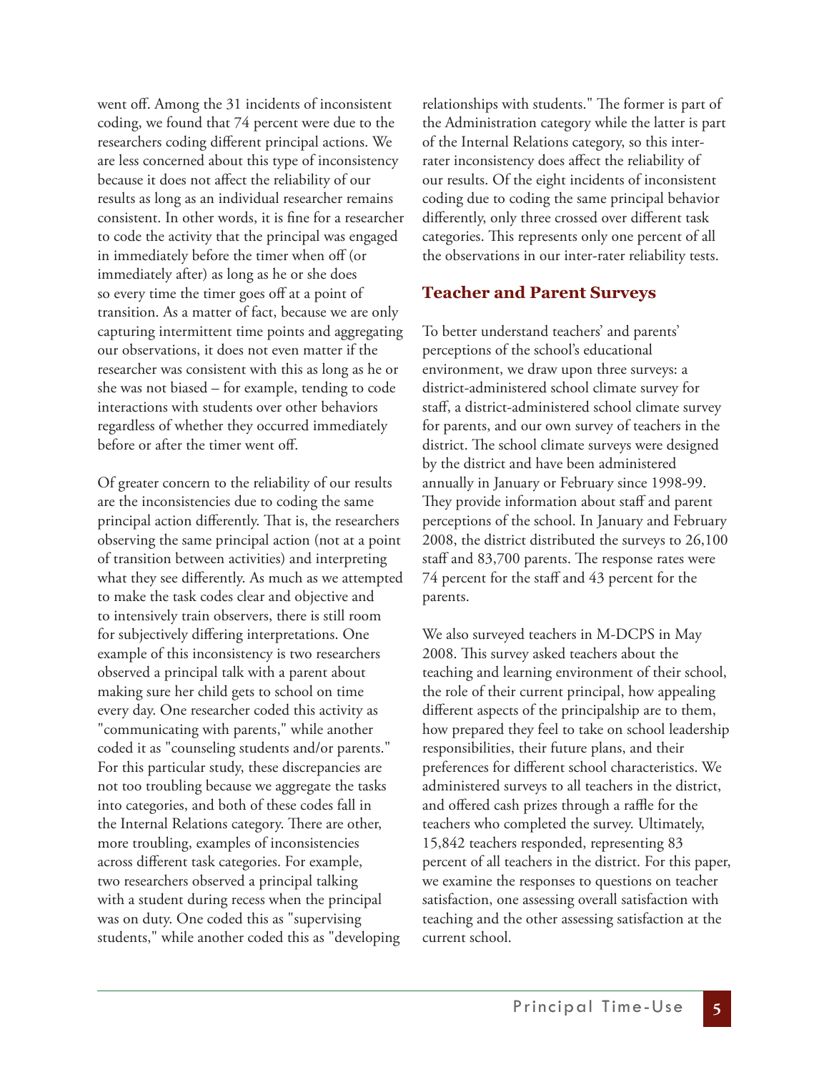went off. Among the 31 incidents of inconsistent coding, we found that 74 percent were due to the researchers coding different principal actions. We are less concerned about this type of inconsistency because it does not affect the reliability of our results as long as an individual researcher remains consistent. In other words, it is fine for a researcher to code the activity that the principal was engaged in immediately before the timer when off (or immediately after) as long as he or she does so every time the timer goes off at a point of transition. As a matter of fact, because we are only capturing intermittent time points and aggregating our observations, it does not even matter if the researcher was consistent with this as long as he or she was not biased – for example, tending to code interactions with students over other behaviors regardless of whether they occurred immediately before or after the timer went off.

Of greater concern to the reliability of our results are the inconsistencies due to coding the same principal action differently. That is, the researchers observing the same principal action (not at a point of transition between activities) and interpreting what they see differently. As much as we attempted to make the task codes clear and objective and to intensively train observers, there is still room for subjectively differing interpretations. One example of this inconsistency is two researchers observed a principal talk with a parent about making sure her child gets to school on time every day. One researcher coded this activity as "communicating with parents," while another coded it as "counseling students and/or parents." For this particular study, these discrepancies are not too troubling because we aggregate the tasks into categories, and both of these codes fall in the Internal Relations category. There are other, more troubling, examples of inconsistencies across different task categories. For example, two researchers observed a principal talking with a student during recess when the principal was on duty. One coded this as "supervising students," while another coded this as "developing relationships with students." The former is part of the Administration category while the latter is part of the Internal Relations category, so this inter-rater inconsistency does affect the reliability of our results. Of the eight incidents of inconsistent coding due to coding the same principal behavior differently, only three crossed over different task categories. This represents only one percent of all the observations in our inter-rater reliability tests.

## Teacher and Parent Surveys

To better understand teachers' and parents' perceptions of the school's educational environment, we draw upon three surveys: a district-administered school climate survey for staff, a district-administered school climate survey for parents, and our own survey of teachers in the district. The school climate surveys were designed by the district and have been administered annually in January or February since 1998-99. They provide information about staff and parent perceptions of the school. In January and February 2008, the district distributed the surveys to 26,100 staff and 83,700 parents. The response rates were 74 percent for the staff and 43 percent for the parents.

We also surveyed teachers in M-DCPS in May 2008. This survey asked teachers about the teaching and learning environment of their school, the role of their current principal, how appealing different aspects of the principalship are to them, how prepared they feel to take on school leadership responsibilities, their future plans, and their preferences for different school characteristics. We administered surveys to all teachers in the district, and offered cash prizes through a raffle for the teachers who completed the survey. Ultimately, 15,842 teachers responded, representing 83 percent of all teachers in the district. For this paper, we examine the responses to questions on teacher satisfaction, one assessing overall satisfaction with teaching and the other assessing satisfaction at the current school.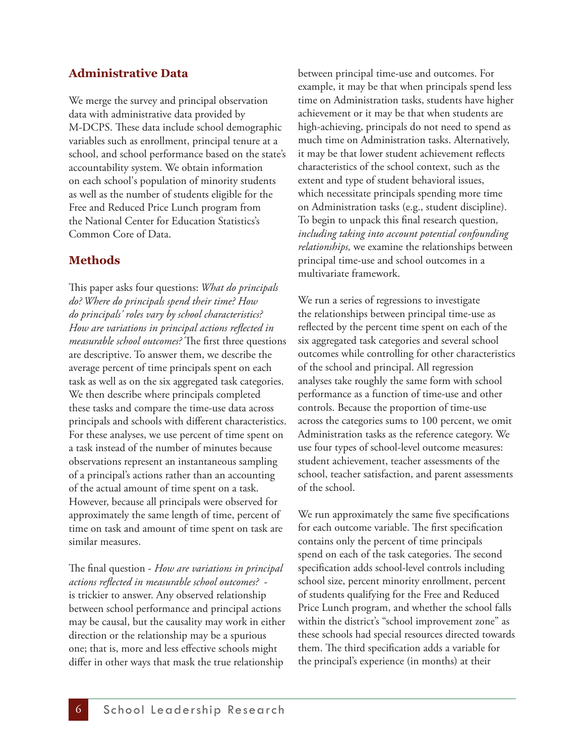## Administrative Data

We merge the survey and principal observation data with administrative data provided by M-DCPS. These data include school demographic variables such as enrollment, principal tenure at a school, and school performance based on the state's accountability system. We obtain information on each school's population of minority students as well as the number of students eligible for the Free and Reduced Price Lunch program from the National Center for Education Statistics's Common Core of Data.

## Methods

This paper asks four questions: *What do principals do? Where do principals spend their time? How do principals' roles vary by school characteristics? How are variations in principal actions reflected in measurable school outcomes?* The first three questions are descriptive. To answer them, we describe the average percent of time principals spent on each task as well as on the six aggregated task categories. We then describe where principals completed these tasks and compare the time-use data across principals and schools with different characteristics. For these analyses, we use percent of time spent on a task instead of the number of minutes because observations represent an instantaneous sampling of a principal's actions rather than an accounting of the actual amount of time spent on a task. However, because all principals were observed for approximately the same length of time, percent of time on task and amount of time spent on task are similar measures.

The final question - *How are variations in principal actions reflected in measurable school outcomes?* - is trickier to answer. Any observed relationship between school performance and principal actions may be causal, but the causality may work in either direction or the relationship may be a spurious one; that is, more and less effective schools might differ in other ways that mask the true relationship between principal time-use and outcomes. For example, it may be that when principals spend less time on Administration tasks, students have higher achievement or it may be that when students are high-achieving, principals do not need to spend as much time on Administration tasks. Alternatively, it may be that lower student achievement reflects characteristics of the school context, such as the extent and type of student behavioral issues, which necessitate principals spending more time on Administration tasks (e.g., student discipline). To begin to unpack this final research question*, including taking into account potential confounding relationships,* we examine the relationships between principal time-use and school outcomes in a multivariate framework.

We run a series of regressions to investigate the relationships between principal time-use as reflected by the percent time spent on each of the six aggregated task categories and several school outcomes while controlling for other characteristics of the school and principal. All regression analyses take roughly the same form with school performance as a function of time-use and other controls. Because the proportion of time-use across the categories sums to 100 percent, we omit Administration tasks as the reference category. We use four types of school-level outcome measures: student achievement, teacher assessments of the school, teacher satisfaction, and parent assessments of the school.

We run approximately the same five specifications for each outcome variable. The first specification contains only the percent of time principals spend on each of the task categories. The second specification adds school-level controls including school size, percent minority enrollment, percent of students qualifying for the Free and Reduced Price Lunch program, and whether the school falls within the district's "school improvement zone" as these schools had special resources directed towards them. The third specification adds a variable for the principal's experience (in months) at their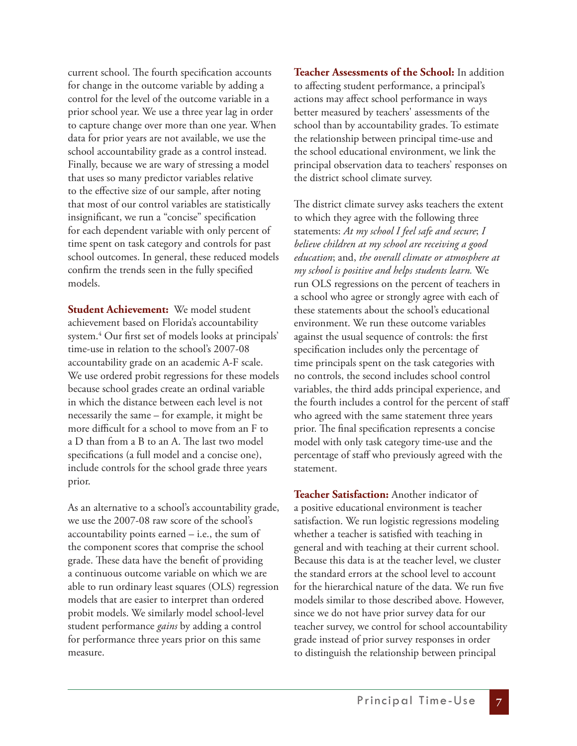current school. The fourth specification accounts for change in the outcome variable by adding a control for the level of the outcome variable in a prior school year. We use a three year lag in order to capture change over more than one year. When data for prior years are not available, we use the school accountability grade as a control instead. Finally, because we are wary of stressing a model that uses so many predictor variables relative to the effective size of our sample, after noting that most of our control variables are statistically insignificant, we run a "concise" specification for each dependent variable with only percent of time spent on task category and controls for past school outcomes. In general, these reduced models confirm the trends seen in the fully specified models.

**Student Achievement:** We model student achievement based on Florida's accountability system.[4] Our first set of models looks at principals' time-use in relation to the school's 2007-08 accountability grade on an academic A-F scale. We use ordered probit regressions for these models because school grades create an ordinal variable in which the distance between each level is not necessarily the same – for example, it might be more difficult for a school to move from an F to a D than from a B to an A. The last two model specifications (a full model and a concise one), include controls for the school grade three years prior.

As an alternative to a school's accountability grade, we use the 2007-08 raw score of the school's accountability points earned – i.e., the sum of the component scores that comprise the school grade. These data have the benefit of providing a continuous outcome variable on which we are able to run ordinary least squares (OLS) regression models that are easier to interpret than ordered probit models. We similarly model school-level student performance *gains* by adding a control for performance three years prior on this same measure.

**Teacher Assessments of the School:** In addition to affecting student performance, a principal's actions may affect school performance in ways better measured by teachers' assessments of the school than by accountability grades. To estimate the relationship between principal time-use and the school educational environment, we link the principal observation data to teachers' responses on the district school climate survey.

The district climate survey asks teachers the extent to which they agree with the following three statements: *At my school I feel safe and secure*; *I believe children at my school are receiving a good education*; and, *the overall climate or atmosphere at my school is positive and helps students learn.* We run OLS regressions on the percent of teachers in a school who agree or strongly agree with each of these statements about the school's educational environment. We run these outcome variables against the usual sequence of controls: the first specification includes only the percentage of time principals spent on the task categories with no controls, the second includes school control variables, the third adds principal experience, and the fourth includes a control for the percent of staff who agreed with the same statement three years prior. The final specification represents a concise model with only task category time-use and the percentage of staff who previously agreed with the statement.

**Teacher Satisfaction:** Another indicator of a positive educational environment is teacher satisfaction. We run logistic regressions modeling whether a teacher is satisfied with teaching in general and with teaching at their current school. Because this data is at the teacher level, we cluster the standard errors at the school level to account for the hierarchical nature of the data. We run five models similar to those described above. However, since we do not have prior survey data for our teacher survey, we control for school accountability grade instead of prior survey responses in order to distinguish the relationship between principal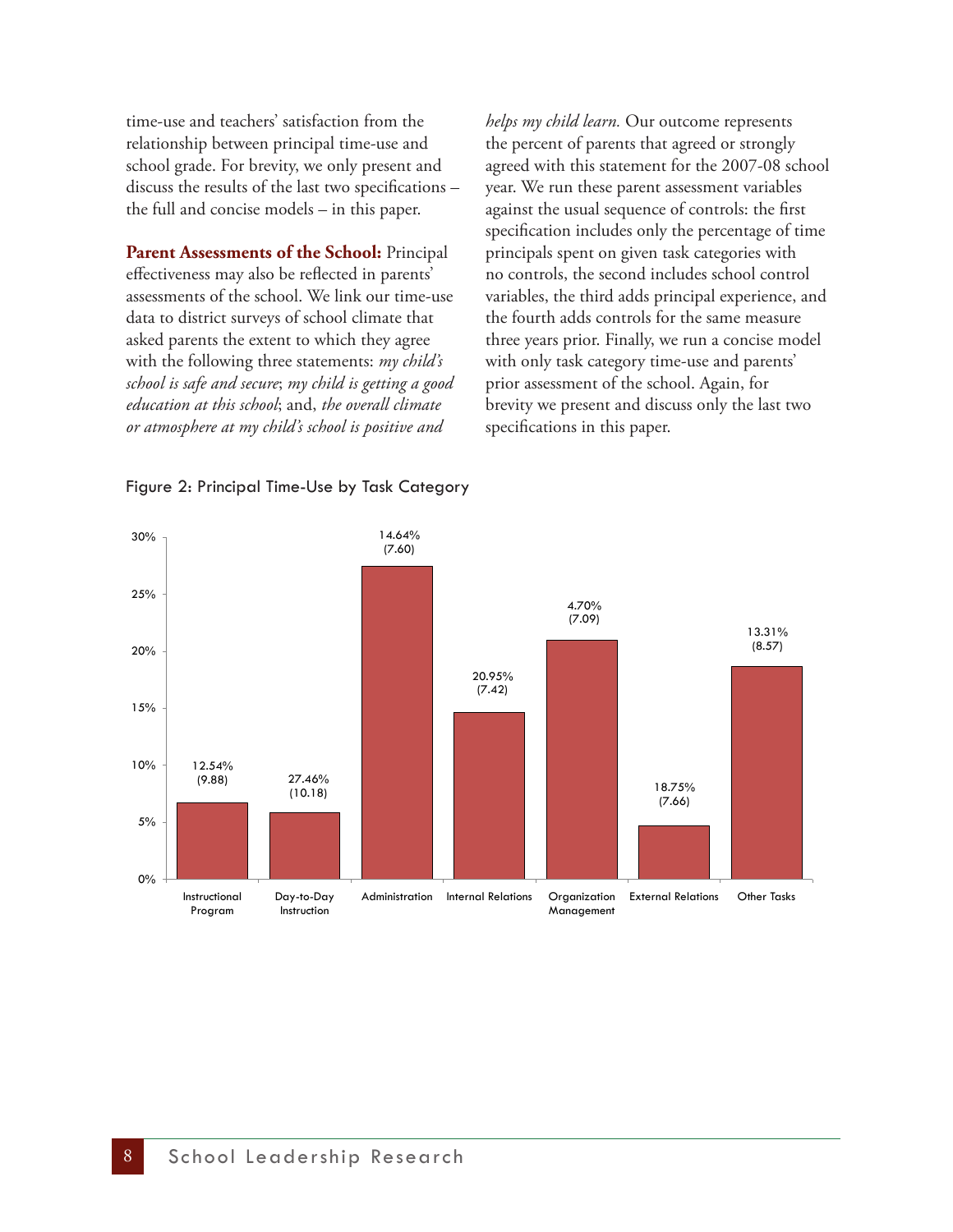time-use and teachers' satisfaction from the relationship between principal time-use and school grade. For brevity, we only present and discuss the results of the last two specifications – the full and concise models – in this paper.

**Parent Assessments of the School:** Principal effectiveness may also be reflected in parents' assessments of the school. We link our time-use data to district surveys of school climate that asked parents the extent to which they agree with the following three statements: *my child's school is safe and secure*; *my child is getting a good education at this school*; and, *the overall climate or atmosphere at my child's school is positive and helps my child learn.* Our outcome represents the percent of parents that agreed or strongly agreed with this statement for the 2007-08 school year. We run these parent assessment variables against the usual sequence of controls: the first specification includes only the percentage of time principals spent on given task categories with no controls, the second includes school control variables, the third adds principal experience, and the fourth adds controls for the same measure three years prior. Finally, we run a concise model with only task category time-use and parents' prior assessment of the school. Again, for brevity we present and discuss only the last two specifications in this paper.

Figure 2: Principal Time-Use by Task Category

| Task Category | Label |
|---|---|
| Instructional Program | 12.54% (9.88) |
| Day-to-Day Instruction | 27.46% (10.18) |
| Administration | 14.64% (7.60) |
| Internal Relations | 20.95% (7.42) |
| Organization Management | 4.70% (7.09) |
| External Relations | 18.75% (7.66) |
| Other Tasks | 13.31% (8.57) |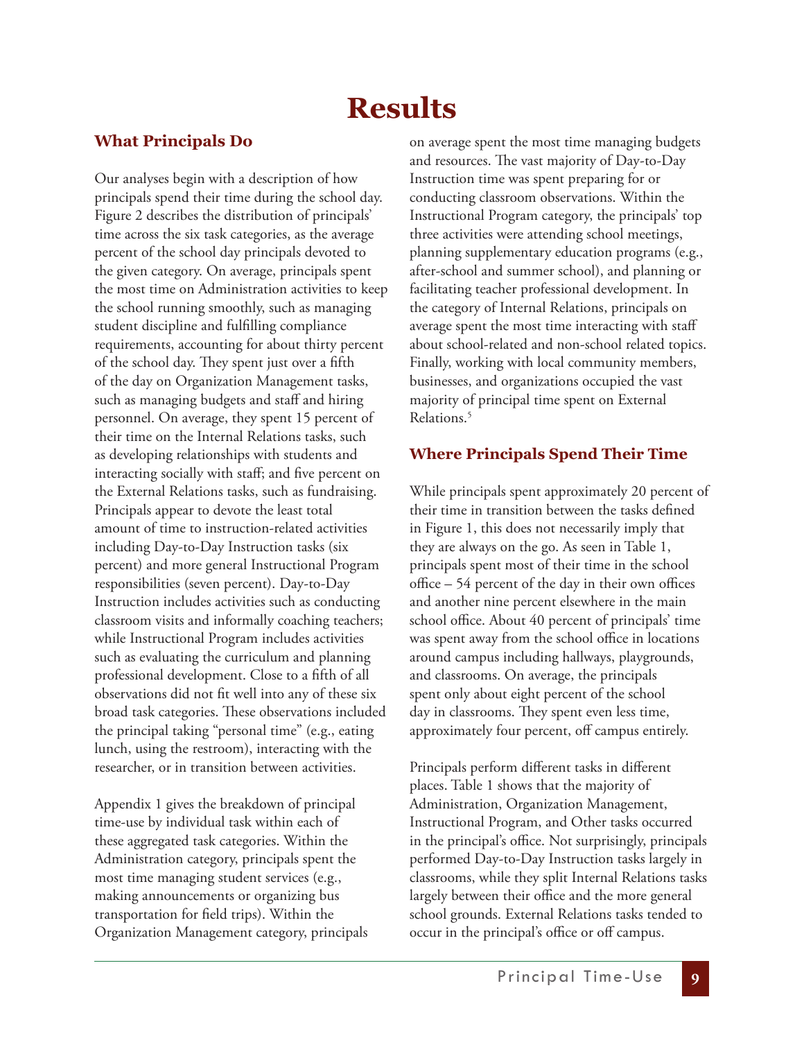# Results

## What Principals Do

Our analyses begin with a description of how principals spend their time during the school day. Figure 2 describes the distribution of principals' time across the six task categories, as the average percent of the school day principals devoted to the given category. On average, principals spent the most time on Administration activities to keep the school running smoothly, such as managing student discipline and fulfilling compliance requirements, accounting for about thirty percent of the school day. They spent just over a fifth of the day on Organization Management tasks, such as managing budgets and staff and hiring personnel. On average, they spent 15 percent of their time on the Internal Relations tasks, such as developing relationships with students and interacting socially with staff; and five percent on the External Relations tasks, such as fundraising. Principals appear to devote the least total amount of time to instruction-related activities including Day-to-Day Instruction tasks (six percent) and more general Instructional Program responsibilities (seven percent). Day-to-Day Instruction includes activities such as conducting classroom visits and informally coaching teachers; while Instructional Program includes activities such as evaluating the curriculum and planning professional development. Close to a fifth of all observations did not fit well into any of these six broad task categories. These observations included the principal taking "personal time" (e.g., eating lunch, using the restroom), interacting with the researcher, or in transition between activities.

Appendix 1 gives the breakdown of principal time-use by individual task within each of these aggregated task categories. Within the Administration category, principals spent the most time managing student services (e.g., making announcements or organizing bus transportation for field trips). Within the Organization Management category, principals on average spent the most time managing budgets and resources. The vast majority of Day-to-Day Instruction time was spent preparing for or conducting classroom observations. Within the Instructional Program category, the principals' top three activities were attending school meetings, planning supplementary education programs (e.g., after-school and summer school), and planning or facilitating teacher professional development. In the category of Internal Relations, principals on average spent the most time interacting with staff about school-related and non-school related topics. Finally, working with local community members, businesses, and organizations occupied the vast majority of principal time spent on External Relations.[5]

## Where Principals Spend Their Time

While principals spent approximately 20 percent of their time in transition between the tasks defined in Figure 1, this does not necessarily imply that they are always on the go. As seen in Table 1, principals spent most of their time in the school office – 54 percent of the day in their own offices and another nine percent elsewhere in the main school office. About 40 percent of principals' time was spent away from the school office in locations around campus including hallways, playgrounds, and classrooms. On average, the principals spent only about eight percent of the school day in classrooms. They spent even less time, approximately four percent, off campus entirely.

Principals perform different tasks in different places. Table 1 shows that the majority of Administration, Organization Management, Instructional Program, and Other tasks occurred in the principal's office. Not surprisingly, principals performed Day-to-Day Instruction tasks largely in classrooms, while they split Internal Relations tasks largely between their office and the more general school grounds. External Relations tasks tended to occur in the principal's office or off campus.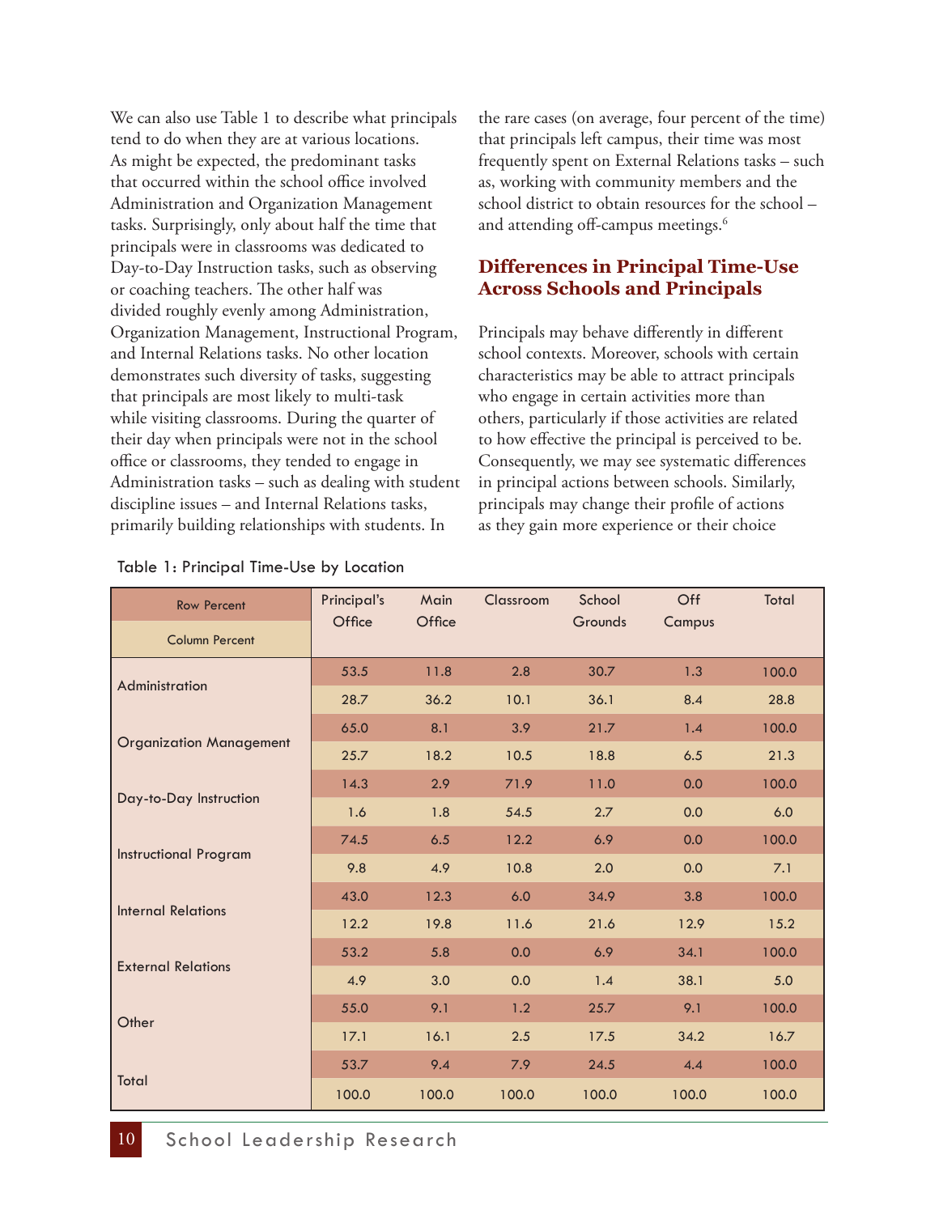We can also use Table 1 to describe what principals tend to do when they are at various locations. As might be expected, the predominant tasks that occurred within the school office involved Administration and Organization Management tasks. Surprisingly, only about half the time that principals were in classrooms was dedicated to Day-to-Day Instruction tasks, such as observing or coaching teachers. The other half was divided roughly evenly among Administration, Organization Management, Instructional Program, and Internal Relations tasks. No other location demonstrates such diversity of tasks, suggesting that principals are most likely to multi-task while visiting classrooms. During the quarter of their day when principals were not in the school office or classrooms, they tended to engage in Administration tasks – such as dealing with student discipline issues – and Internal Relations tasks, primarily building relationships with students. In the rare cases (on average, four percent of the time) that principals left campus, their time was most frequently spent on External Relations tasks – such as, working with community members and the school district to obtain resources for the school – and attending off-campus meetings.[6]

## Differences in Principal Time-Use Across Schools and Principals

Principals may behave differently in different school contexts. Moreover, schools with certain characteristics may be able to attract principals who engage in certain activities more than others, particularly if those activities are related to how effective the principal is perceived to be. Consequently, we may see systematic differences in principal actions between schools. Similarly, principals may change their profile of actions as they gain more experience or their choice

Table 1: Principal Time-Use by Location

| Row Percent / Column Percent | Principal's Office | Main Office | Classroom | School Grounds | Off Campus | Total |
|---|---|---|---|---|---|---|
| Administration | 53.5 | 11.8 | 2.8 | 30.7 | 1.3 | 100.0 |
| | 28.7 | 36.2 | 10.1 | 36.1 | 8.4 | 28.8 |
| Organization Management | 65.0 | 8.1 | 3.9 | 21.7 | 1.4 | 100.0 |
| | 25.7 | 18.2 | 10.5 | 18.8 | 6.5 | 21.3 |
| Day-to-Day Instruction | 14.3 | 2.9 | 71.9 | 11.0 | 0.0 | 100.0 |
| | 1.6 | 1.8 | 54.5 | 2.7 | 0.0 | 6.0 |
| Instructional Program | 74.5 | 6.5 | 12.2 | 6.9 | 0.0 | 100.0 |
| | 9.8 | 4.9 | 10.8 | 2.0 | 0.0 | 7.1 |
| Internal Relations | 43.0 | 12.3 | 6.0 | 34.9 | 3.8 | 100.0 |
| | 12.2 | 19.8 | 11.6 | 21.6 | 12.9 | 15.2 |
| External Relations | 53.2 | 5.8 | 0.0 | 6.9 | 34.1 | 100.0 |
| | 4.9 | 3.0 | 0.0 | 1.4 | 38.1 | 5.0 |
| Other | 55.0 | 9.1 | 1.2 | 25.7 | 9.1 | 100.0 |
| | 17.1 | 16.1 | 2.5 | 17.5 | 34.2 | 16.7 |
| Total | 53.7 | 9.4 | 7.9 | 24.5 | 4.4 | 100.0 |
| | 100.0 | 100.0 | 100.0 | 100.0 | 100.0 | 100.0 |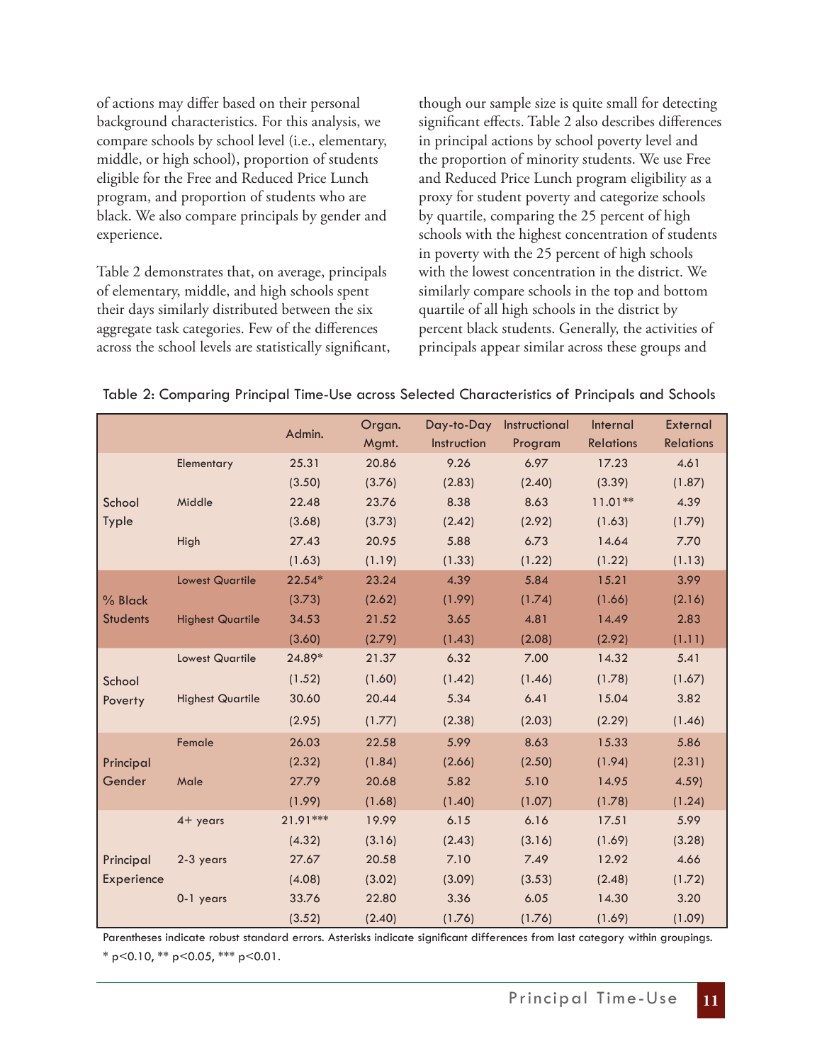of actions may differ based on their personal background characteristics. For this analysis, we compare schools by school level (i.e., elementary, middle, or high school), proportion of students eligible for the Free and Reduced Price Lunch program, and proportion of students who are black. We also compare principals by gender and experience.

Table 2 demonstrates that, on average, principals of elementary, middle, and high schools spent their days similarly distributed between the six aggregate task categories. Few of the differences across the school levels are statistically significant, though our sample size is quite small for detecting significant effects. Table 2 also describes differences in principal actions by school poverty level and the proportion of minority students. We use Free and Reduced Price Lunch program eligibility as a proxy for student poverty and categorize schools by quartile, comparing the 25 percent of high schools with the highest concentration of students in poverty with the 25 percent of high schools with the lowest concentration in the district. We similarly compare schools in the top and bottom quartile of all high schools in the district by percent black students. Generally, the activities of principals appear similar across these groups and

Table 2: Comparing Principal Time-Use across Selected Characteristics of Principals and Schools

| | | Admin. | Organ. Mgmt. | Day-to-Day Instruction | Instructional Program | Internal Relations | External Relations |
|---|---|---|---|---|---|---|---|
| School Type | Elementary | 25.31 | 20.86 | 9.26 | 6.97 | 17.23 | 4.61 |
| | | (3.50) | (3.76) | (2.83) | (2.40) | (3.39) | (1.87) |
| | Middle | 22.48 | 23.76 | 8.38 | 8.63 | 11.01** | 4.39 |
| | | (3.68) | (3.73) | (2.42) | (2.92) | (1.63) | (1.79) |
| | High | 27.43 | 20.95 | 5.88 | 6.73 | 14.64 | 7.70 |
| | | (1.63) | (1.19) | (1.33) | (1.22) | (1.22) | (1.13) |
| % Black Students | Lowest Quartile | 22.54* | 23.24 | 4.39 | 5.84 | 15.21 | 3.99 |
| | | (3.73) | (2.62) | (1.99) | (1.74) | (1.66) | (2.16) |
| | Highest Quartile | 34.53 | 21.52 | 3.65 | 4.81 | 14.49 | 2.83 |
| | | (3.60) | (2.79) | (1.43) | (2.08) | (2.92) | (1.11) |
| School Poverty | Lowest Quartile | 24.89* | 21.37 | 6.32 | 7.00 | 14.32 | 5.41 |
| | | (1.52) | (1.60) | (1.42) | (1.46) | (1.78) | (1.67) |
| | Highest Quartile | 30.60 | 20.44 | 5.34 | 6.41 | 15.04 | 3.82 |
| | | (2.95) | (1.77) | (2.38) | (2.03) | (2.29) | (1.46) |
| Principal Gender | Female | 26.03 | 22.58 | 5.99 | 8.63 | 15.33 | 5.86 |
| | | (2.32) | (1.84) | (2.66) | (2.50) | (1.94) | (2.31) |
| | Male | 27.79 | 20.68 | 5.82 | 5.10 | 14.95 | 4.59) |
| | | (1.99) | (1.68) | (1.40) | (1.07) | (1.78) | (1.24) |
| Principal Experience | 4+ years | 21.91*** | 19.99 | 6.15 | 6.16 | 17.51 | 5.99 |
| | | (4.32) | (3.16) | (2.43) | (3.16) | (1.69) | (3.28) |
| | 2-3 years | 27.67 | 20.58 | 7.10 | 7.49 | 12.92 | 4.66 |
| | | (4.08) | (3.02) | (3.09) | (3.53) | (2.48) | (1.72) |
| | 0-1 years | 33.76 | 22.80 | 3.36 | 6.05 | 14.30 | 3.20 |
| | | (3.52) | (2.40) | (1.76) | (1.76) | (1.69) | (1.09) |

Parentheses indicate robust standard errors. Asterisks indicate significant differences from last category within groupings.
* $p<0.10$, ** $p<0.05$, *** $p<0.01$.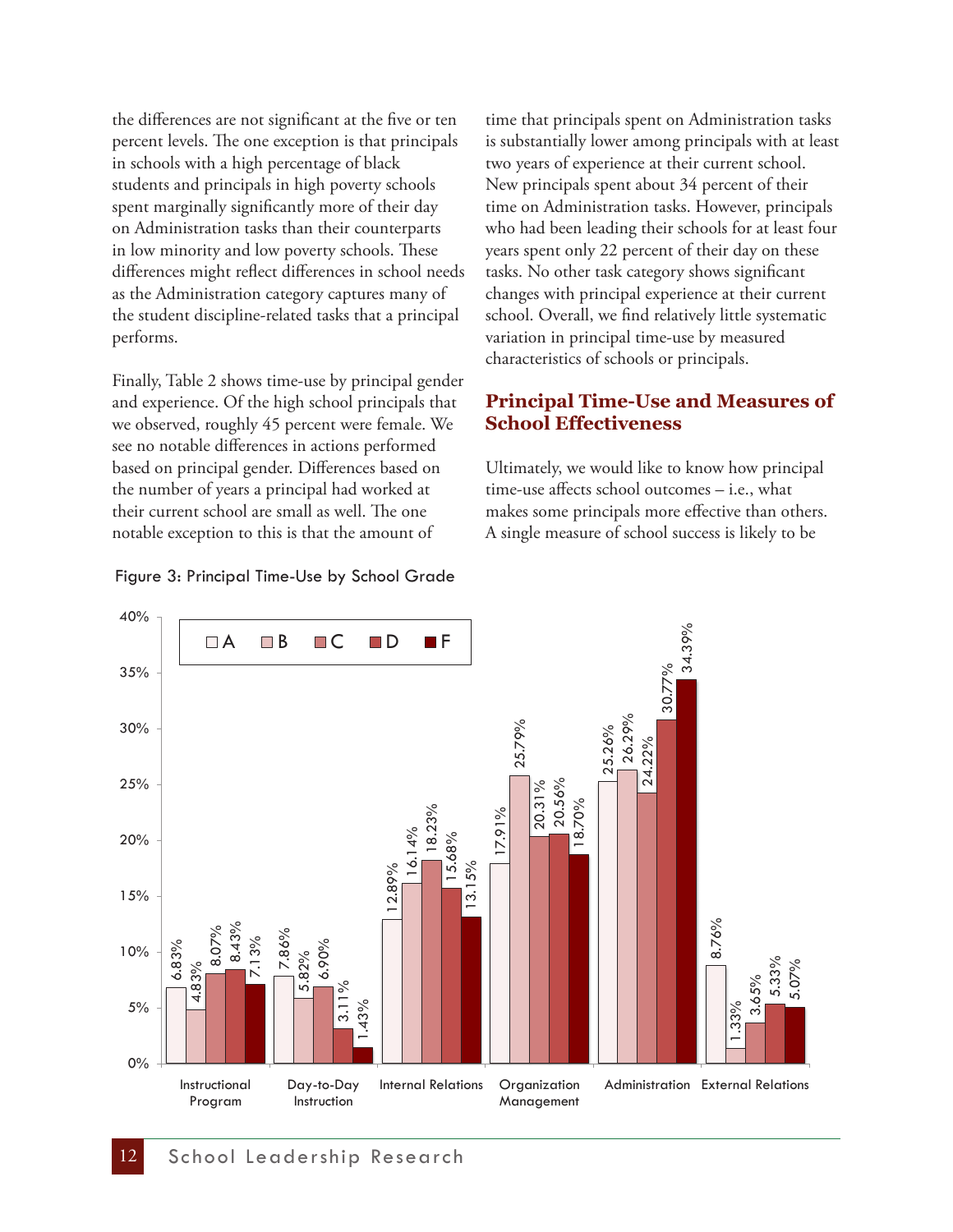the differences are not significant at the five or ten percent levels. The one exception is that principals in schools with a high percentage of black students and principals in high poverty schools spent marginally significantly more of their day on Administration tasks than their counterparts in low minority and low poverty schools. These differences might reflect differences in school needs as the Administration category captures many of the student discipline-related tasks that a principal performs.

Finally, Table 2 shows time-use by principal gender and experience. Of the high school principals that we observed, roughly 45 percent were female. We see no notable differences in actions performed based on principal gender. Differences based on the number of years a principal had worked at their current school are small as well. The one notable exception to this is that the amount of time that principals spent on Administration tasks is substantially lower among principals with at least two years of experience at their current school. New principals spent about 34 percent of their time on Administration tasks. However, principals who had been leading their schools for at least four years spent only 22 percent of their day on these tasks. No other task category shows significant changes with principal experience at their current school. Overall, we find relatively little systematic variation in principal time-use by measured characteristics of schools or principals.

## Principal Time-Use and Measures of School Effectiveness

Ultimately, we would like to know how principal time-use affects school outcomes – i.e., what makes some principals more effective than others. A single measure of school success is likely to be

Figure 3: Principal Time-Use by School Grade

| | A | B | C | D | F |
|---|---|---|---|---|---|
| Instructional Program | 6.83% | 4.83% | 8.07% | 8.43% | 7.13% |
| Day-to-Day Instruction | 7.86% | 5.82% | 6.90% | 3.11% | 1.43% |
| Internal Relations | 12.89% | 16.14% | 18.23% | 15.68% | 13.15% |
| Organization Management | 17.91% | 25.79% | 20.31% | 20.56% | 18.70% |
| Administration | 25.26% | 26.29% | 24.22% | 30.77% | 34.39% |
| External Relations | 8.76% | 1.33% | 3.65% | 5.33% | 5.07% |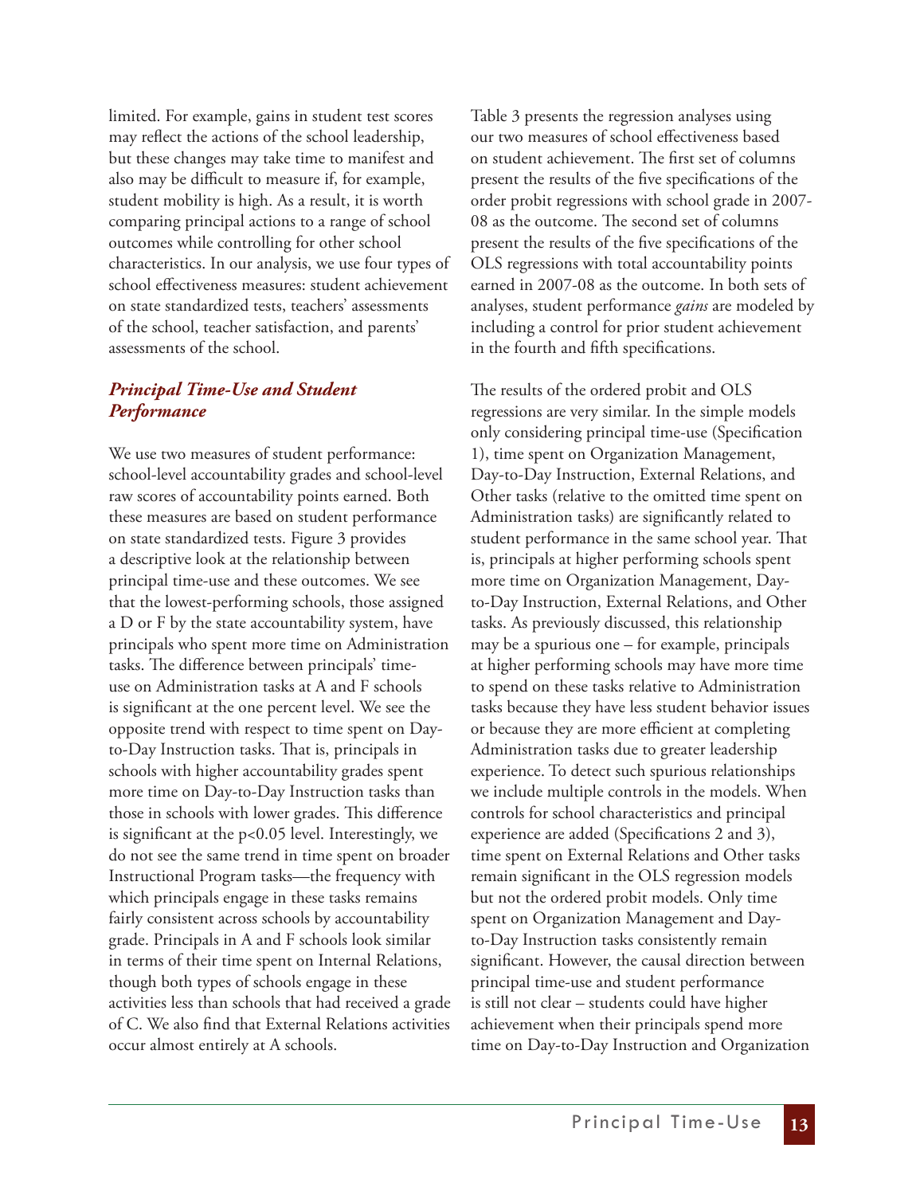limited. For example, gains in student test scores may reflect the actions of the school leadership, but these changes may take time to manifest and also may be difficult to measure if, for example, student mobility is high. As a result, it is worth comparing principal actions to a range of school outcomes while controlling for other school characteristics. In our analysis, we use four types of school effectiveness measures: student achievement on state standardized tests, teachers' assessments of the school, teacher satisfaction, and parents' assessments of the school.

### *Principal Time-Use and Student Performance*

We use two measures of student performance: school-level accountability grades and school-level raw scores of accountability points earned. Both these measures are based on student performance on state standardized tests. Figure 3 provides a descriptive look at the relationship between principal time-use and these outcomes. We see that the lowest-performing schools, those assigned a D or F by the state accountability system, have principals who spent more time on Administration tasks. The difference between principals' time-use on Administration tasks at A and F schools is significant at the one percent level. We see the opposite trend with respect to time spent on Day-to-Day Instruction tasks. That is, principals in schools with higher accountability grades spent more time on Day-to-Day Instruction tasks than those in schools with lower grades. This difference is significant at the $p<0.05$ level. Interestingly, we do not see the same trend in time spent on broader Instructional Program tasks—the frequency with which principals engage in these tasks remains fairly consistent across schools by accountability grade. Principals in A and F schools look similar in terms of their time spent on Internal Relations, though both types of schools engage in these activities less than schools that had received a grade of C. We also find that External Relations activities occur almost entirely at A schools.

Table 3 presents the regression analyses using our two measures of school effectiveness based on student achievement. The first set of columns present the results of the five specifications of the order probit regressions with school grade in 2007-08 as the outcome. The second set of columns present the results of the five specifications of the OLS regressions with total accountability points earned in 2007-08 as the outcome. In both sets of analyses, student performance *gains* are modeled by including a control for prior student achievement in the fourth and fifth specifications.

The results of the ordered probit and OLS regressions are very similar. In the simple models only considering principal time-use (Specification 1), time spent on Organization Management, Day-to-Day Instruction, External Relations, and Other tasks (relative to the omitted time spent on Administration tasks) are significantly related to student performance in the same school year. That is, principals at higher performing schools spent more time on Organization Management, Day-to-Day Instruction, External Relations, and Other tasks. As previously discussed, this relationship may be a spurious one – for example, principals at higher performing schools may have more time to spend on these tasks relative to Administration tasks because they have less student behavior issues or because they are more efficient at completing Administration tasks due to greater leadership experience. To detect such spurious relationships we include multiple controls in the models. When controls for school characteristics and principal experience are added (Specifications 2 and 3), time spent on External Relations and Other tasks remain significant in the OLS regression models but not the ordered probit models. Only time spent on Organization Management and Day-to-Day Instruction tasks consistently remain significant. However, the causal direction between principal time-use and student performance is still not clear – students could have higher achievement when their principals spend more time on Day-to-Day Instruction and Organization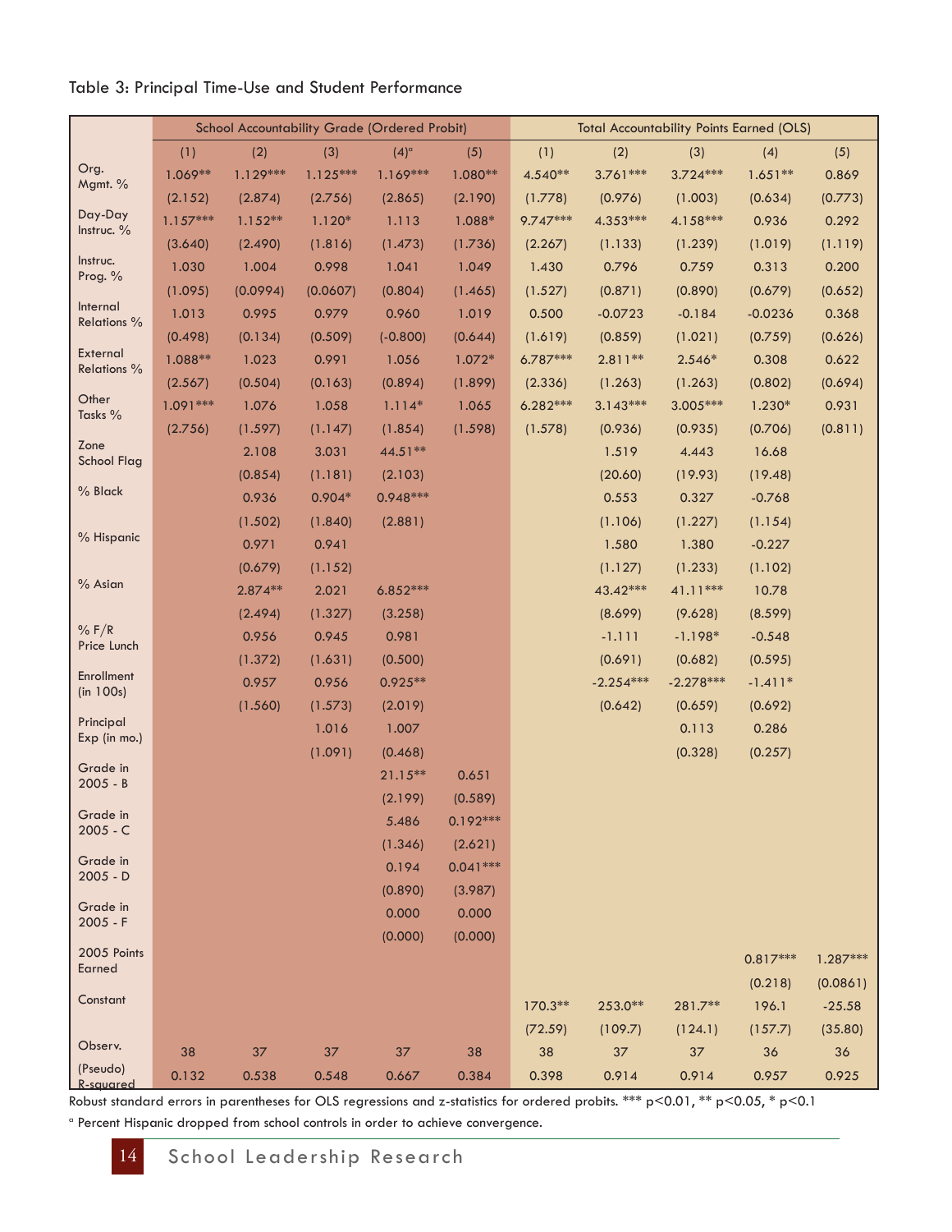Table 3: Principal Time-Use and Student Performance

| | School Accountability Grade (Ordered Probit) | | | | | Total Accountability Points Earned (OLS) | | | | |
|---|---|---|---|---|---|---|---|---|---|---|
| | (1) | (2) | (3) | (4)[a] | (5) | (1) | (2) | (3) | (4) | (5) |
| Org. Mgmt. % | 1.069** | 1.129*** | 1.125*** | 1.169*** | 1.080** | 4.540** | 3.761*** | 3.724*** | 1.651** | 0.869 |
| | (2.152) | (2.874) | (2.756) | (2.865) | (2.190) | (1.778) | (0.976) | (1.003) | (0.634) | (0.773) |
| Day-Day Instruc. % | 1.157*** | 1.152** | 1.120* | 1.113 | 1.088* | 9.747*** | 4.353*** | 4.158*** | 0.936 | 0.292 |
| | (3.640) | (2.490) | (1.816) | (1.473) | (1.736) | (2.267) | (1.133) | (1.239) | (1.019) | (1.119) |
| Instruc. Prog. % | 1.030 | 1.004 | 0.998 | 1.041 | 1.049 | 1.430 | 0.796 | 0.759 | 0.313 | 0.200 |
| | (1.095) | (0.0994) | (0.0607) | (0.804) | (1.465) | (1.527) | (0.871) | (0.890) | (0.679) | (0.652) |
| Internal Relations % | 1.013 | 0.995 | 0.979 | 0.960 | 1.019 | 0.500 | -0.0723 | -0.184 | -0.0236 | 0.368 |
| | (0.498) | (0.134) | (0.509) | (-0.800) | (0.644) | (1.619) | (0.859) | (1.021) | (0.759) | (0.626) |
| External Relations % | 1.088** | 1.023 | 0.991 | 1.056 | 1.072* | 6.787*** | 2.811** | 2.546* | 0.308 | 0.622 |
| | (2.567) | (0.504) | (0.163) | (0.894) | (1.899) | (2.336) | (1.263) | (1.263) | (0.802) | (0.694) |
| Other Tasks % | 1.091*** | 1.076 | 1.058 | 1.114* | 1.065 | 6.282*** | 3.143*** | 3.005*** | 1.230* | 0.931 |
| | (2.756) | (1.597) | (1.147) | (1.854) | (1.598) | (1.578) | (0.936) | (0.935) | (0.706) | (0.811) |
| Zone School Flag | | 2.108 | 3.031 | 44.51** | | | 1.519 | 4.443 | 16.68 | |
| | | (0.854) | (1.181) | (2.103) | | | (20.60) | (19.93) | (19.48) | |
| % Black | | 0.936 | 0.904* | 0.948*** | | | 0.553 | 0.327 | -0.768 | |
| | | (1.502) | (1.840) | (2.881) | | | (1.106) | (1.227) | (1.154) | |
| % Hispanic | | 0.971 | 0.941 | | | | 1.580 | 1.380 | -0.227 | |
| | | (0.679) | (1.152) | | | | (1.127) | (1.233) | (1.102) | |
| % Asian | | 2.874** | 2.021 | 6.852*** | | | 43.42*** | 41.11*** | 10.78 | |
| | | (2.494) | (1.327) | (3.258) | | | (8.699) | (9.628) | (8.599) | |
| % F/R Price Lunch | | 0.956 | 0.945 | 0.981 | | | -1.111 | -1.198* | -0.548 | |
| | | (1.372) | (1.631) | (0.500) | | | (0.691) | (0.682) | (0.595) | |
| Enrollment (in 100s) | | 0.957 | 0.956 | 0.925** | | | -2.254*** | -2.278*** | -1.411* | |
| | | (1.560) | (1.573) | (2.019) | | | (0.642) | (0.659) | (0.692) | |
| Principal Exp (in mo.) | | | 1.016 | 1.007 | | | | 0.113 | 0.286 | |
| | | | (1.091) | (0.468) | | | | (0.328) | (0.257) | |
| Grade in 2005 - B | | | | 21.15** | 0.651 | | | | | |
| | | | | (2.199) | (0.589) | | | | | |
| Grade in 2005 - C | | | | 5.486 | 0.192*** | | | | | |
| | | | | (1.346) | (2.621) | | | | | |
| Grade in 2005 - D | | | | 0.194 | 0.041*** | | | | | |
| | | | | (0.890) | (3.987) | | | | | |
| Grade in 2005 - F | | | | 0.000 | 0.000 | | | | | |
| | | | | (0.000) | (0.000) | | | | | |
| 2005 Points Earned | | | | | | | | | 0.817*** | 1.287*** |
| | | | | | | | | | (0.218) | (0.0861) |
| Constant | | | | | | 170.3** | 253.0** | 281.7** | 196.1 | -25.58 |
| | | | | | | (72.59) | (109.7) | (124.1) | (157.7) | (35.80) |
| Observ. | 38 | 37 | 37 | 37 | 38 | 38 | 37 | 37 | 36 | 36 |
| (Pseudo) R-squared | 0.132 | 0.538 | 0.548 | 0.667 | 0.384 | 0.398 | 0.914 | 0.914 | 0.957 | 0.925 |

Robust standard errors in parentheses for OLS regressions and z-statistics for ordered probits. *** p<0.01, ** p<0.05, * p<0.1

[a] Percent Hispanic dropped from school controls in order to achieve convergence.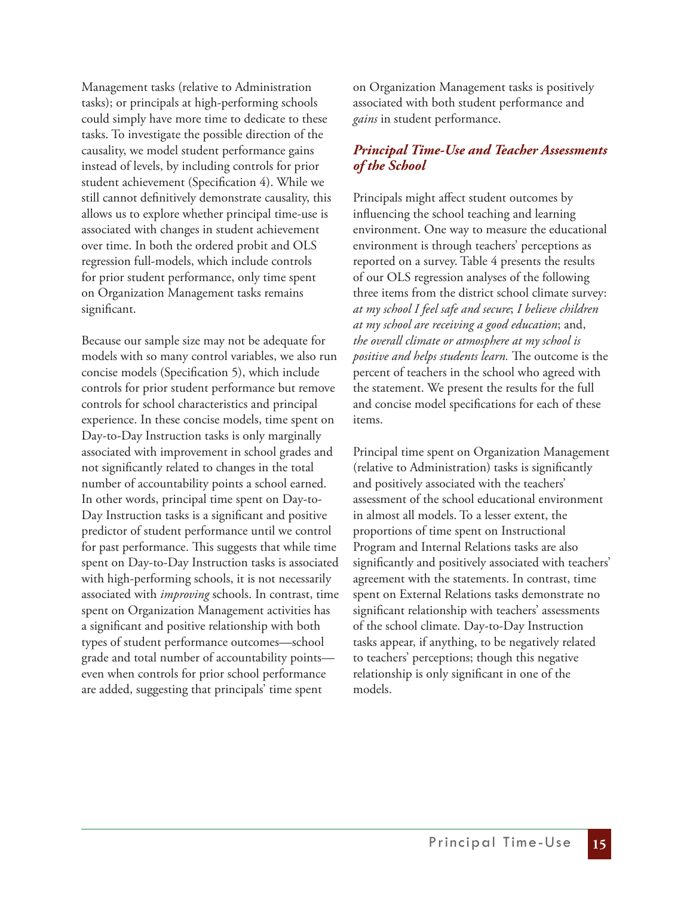Management tasks (relative to Administration tasks); or principals at high-performing schools could simply have more time to dedicate to these tasks. To investigate the possible direction of the causality, we model student performance gains instead of levels, by including controls for prior student achievement (Specification 4). While we still cannot definitively demonstrate causality, this allows us to explore whether principal time-use is associated with changes in student achievement over time. In both the ordered probit and OLS regression full-models, which include controls for prior student performance, only time spent on Organization Management tasks remains significant.

Because our sample size may not be adequate for models with so many control variables, we also run concise models (Specification 5), which include controls for prior student performance but remove controls for school characteristics and principal experience. In these concise models, time spent on Day-to-Day Instruction tasks is only marginally associated with improvement in school grades and not significantly related to changes in the total number of accountability points a school earned. In other words, principal time spent on Day-to-Day Instruction tasks is a significant and positive predictor of student performance until we control for past performance. This suggests that while time spent on Day-to-Day Instruction tasks is associated with high-performing schools, it is not necessarily associated with *improving* schools. In contrast, time spent on Organization Management activities has a significant and positive relationship with both types of student performance outcomes—school grade and total number of accountability points—even when controls for prior school performance are added, suggesting that principals' time spent on Organization Management tasks is positively associated with both student performance and *gains* in student performance.

### *Principal Time-Use and Teacher Assessments of the School*

Principals might affect student outcomes by influencing the school teaching and learning environment. One way to measure the educational environment is through teachers' perceptions as reported on a survey. Table 4 presents the results of our OLS regression analyses of the following three items from the district school climate survey: *at my school I feel safe and secure*; *I believe children at my school are receiving a good education*; and, *the overall climate or atmosphere at my school is positive and helps students learn.* The outcome is the percent of teachers in the school who agreed with the statement. We present the results for the full and concise model specifications for each of these items.

Principal time spent on Organization Management (relative to Administration) tasks is significantly and positively associated with the teachers' assessment of the school educational environment in almost all models. To a lesser extent, the proportions of time spent on Instructional Program and Internal Relations tasks are also significantly and positively associated with teachers' agreement with the statements. In contrast, time spent on External Relations tasks demonstrate no significant relationship with teachers' assessments of the school climate. Day-to-Day Instruction tasks appear, if anything, to be negatively related to teachers' perceptions; though this negative relationship is only significant in one of the models.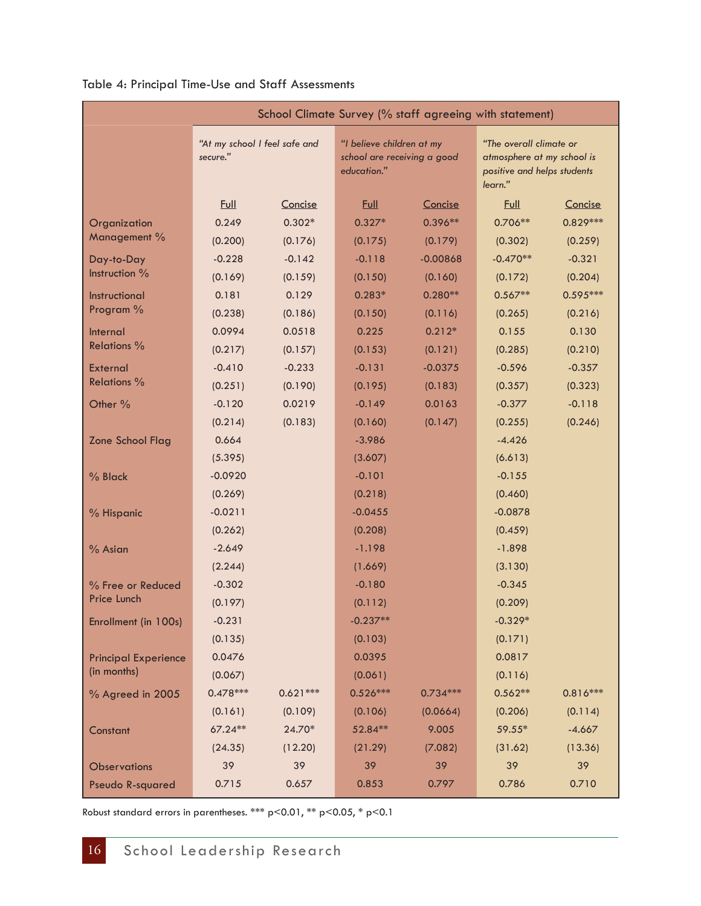Table 4: Principal Time-Use and Staff Assessments

| | School Climate Survey (% staff agreeing with statement) | | | | | |
|---|---|---|---|---|---|---|
| | *"At my school I feel safe and secure."* | | *"I believe children at my school are receiving a good education."* | | *"The overall climate or atmosphere at my school is positive and helps students learn."* | |
| | Full | Concise | Full | Concise | Full | Concise |
| Organization Management % | 0.249 | 0.302* | 0.327* | 0.396** | 0.706** | 0.829*** |
| | (0.200) | (0.176) | (0.175) | (0.179) | (0.302) | (0.259) |
| Day-to-Day Instruction % | -0.228 | -0.142 | -0.118 | -0.00868 | -0.470** | -0.321 |
| | (0.169) | (0.159) | (0.150) | (0.160) | (0.172) | (0.204) |
| Instructional Program % | 0.181 | 0.129 | 0.283* | 0.280** | 0.567** | 0.595*** |
| | (0.238) | (0.186) | (0.150) | (0.116) | (0.265) | (0.216) |
| Internal Relations % | 0.0994 | 0.0518 | 0.225 | 0.212* | 0.155 | 0.130 |
| | (0.217) | (0.157) | (0.153) | (0.121) | (0.285) | (0.210) |
| External Relations % | -0.410 | -0.233 | -0.131 | -0.0375 | -0.596 | -0.357 |
| | (0.251) | (0.190) | (0.195) | (0.183) | (0.357) | (0.323) |
| Other % | -0.120 | 0.0219 | -0.149 | 0.0163 | -0.377 | -0.118 |
| | (0.214) | (0.183) | (0.160) | (0.147) | (0.255) | (0.246) |
| Zone School Flag | 0.664 | | -3.986 | | -4.426 | |
| | (5.395) | | (3.607) | | (6.613) | |
| % Black | -0.0920 | | -0.101 | | -0.155 | |
| | (0.269) | | (0.218) | | (0.460) | |
| % Hispanic | -0.0211 | | -0.0455 | | -0.0878 | |
| | (0.262) | | (0.208) | | (0.459) | |
| % Asian | -2.649 | | -1.198 | | -1.898 | |
| | (2.244) | | (1.669) | | (3.130) | |
| % Free or Reduced Price Lunch | -0.302 | | -0.180 | | -0.345 | |
| | (0.197) | | (0.112) | | (0.209) | |
| Enrollment (in 100s) | -0.231 | | -0.237** | | -0.329* | |
| | (0.135) | | (0.103) | | (0.171) | |
| Principal Experience (in months) | 0.0476 | | 0.0395 | | 0.0817 | |
| | (0.067) | | (0.061) | | (0.116) | |
| % Agreed in 2005 | 0.478*** | 0.621*** | 0.526*** | 0.734*** | 0.562** | 0.816*** |
| | (0.161) | (0.109) | (0.106) | (0.0664) | (0.206) | (0.114) |
| Constant | 67.24** | 24.70* | 52.84** | 9.005 | 59.55* | -4.667 |
| | (24.35) | (12.20) | (21.29) | (7.082) | (31.62) | (13.36) |
| Observations | 39 | 39 | 39 | 39 | 39 | 39 |
| Pseudo R-squared | 0.715 | 0.657 | 0.853 | 0.797 | 0.786 | 0.710 |

Robust standard errors in parentheses. *** p<0.01, ** p<0.05, * p<0.1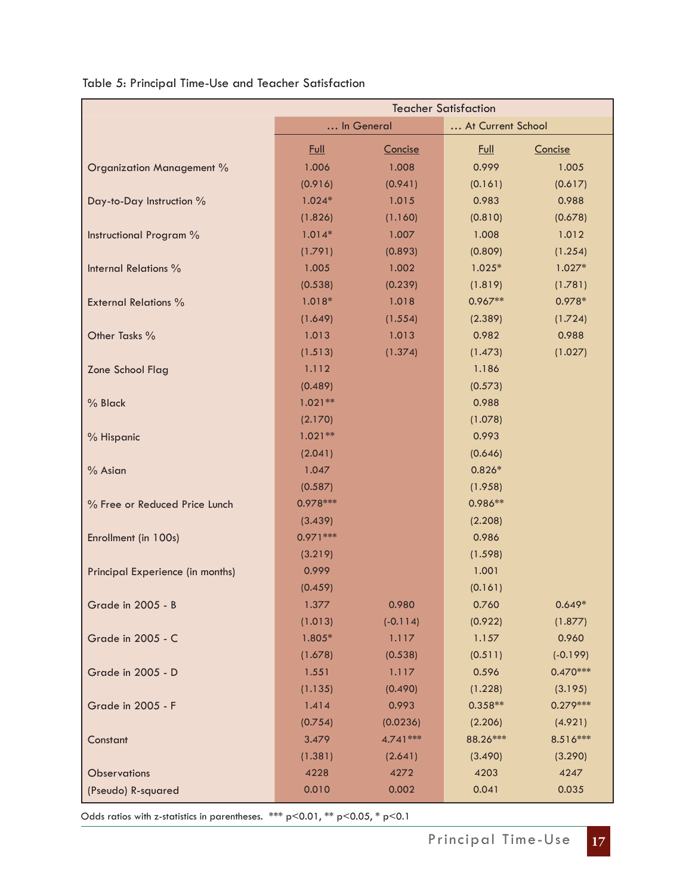Table 5: Principal Time-Use and Teacher Satisfaction

| | Teacher Satisfaction | | | |
|---|---|---|---|---|
| | … In General | | … At Current School | |
| | Full | Concise | Full | Concise |
| Organization Management % | 1.006 | 1.008 | 0.999 | 1.005 |
| | (0.916) | (0.941) | (0.161) | (0.617) |
| Day-to-Day Instruction % | 1.024* | 1.015 | 0.983 | 0.988 |
| | (1.826) | (1.160) | (0.810) | (0.678) |
| Instructional Program % | 1.014* | 1.007 | 1.008 | 1.012 |
| | (1.791) | (0.893) | (0.809) | (1.254) |
| Internal Relations % | 1.005 | 1.002 | 1.025* | 1.027* |
| | (0.538) | (0.239) | (1.819) | (1.781) |
| External Relations % | 1.018* | 1.018 | 0.967** | 0.978* |
| | (1.649) | (1.554) | (2.389) | (1.724) |
| Other Tasks % | 1.013 | 1.013 | 0.982 | 0.988 |
| | (1.513) | (1.374) | (1.473) | (1.027) |
| Zone School Flag | 1.112 | | 1.186 | |
| | (0.489) | | (0.573) | |
| % Black | 1.021** | | 0.988 | |
| | (2.170) | | (1.078) | |
| % Hispanic | 1.021** | | 0.993 | |
| | (2.041) | | (0.646) | |
| % Asian | 1.047 | | 0.826* | |
| | (0.587) | | (1.958) | |
| % Free or Reduced Price Lunch | 0.978*** | | 0.986** | |
| | (3.439) | | (2.208) | |
| Enrollment (in 100s) | 0.971*** | | 0.986 | |
| | (3.219) | | (1.598) | |
| Principal Experience (in months) | 0.999 | | 1.001 | |
| | (0.459) | | (0.161) | |
| Grade in 2005 - B | 1.377 | 0.980 | 0.760 | 0.649* |
| | (1.013) | (-0.114) | (0.922) | (1.877) |
| Grade in 2005 - C | 1.805* | 1.117 | 1.157 | 0.960 |
| | (1.678) | (0.538) | (0.511) | (-0.199) |
| Grade in 2005 - D | 1.551 | 1.117 | 0.596 | 0.470*** |
| | (1.135) | (0.490) | (1.228) | (3.195) |
| Grade in 2005 - F | 1.414 | 0.993 | 0.358** | 0.279*** |
| | (0.754) | (0.0236) | (2.206) | (4.921) |
| Constant | 3.479 | 4.741*** | 88.26*** | 8.516*** |
| | (1.381) | (2.641) | (3.490) | (3.290) |
| Observations | 4228 | 4272 | 4203 | 4247 |
| (Pseudo) R-squared | 0.010 | 0.002 | 0.041 | 0.035 |

Odds ratios with z-statistics in parentheses. *** p<0.01, ** p<0.05, * p<0.1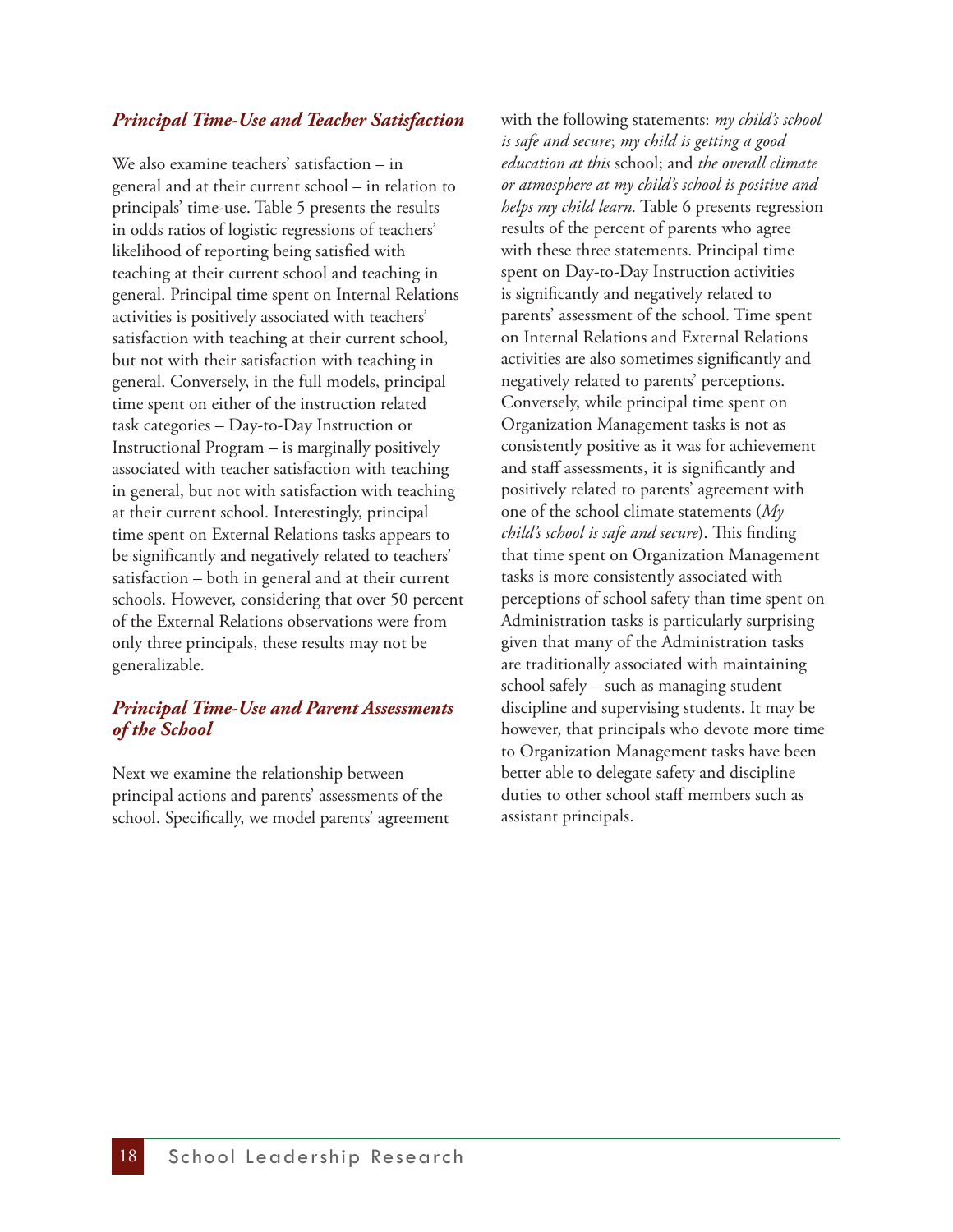### *Principal Time-Use and Teacher Satisfaction*

We also examine teachers' satisfaction – in general and at their current school – in relation to principals' time-use. Table 5 presents the results in odds ratios of logistic regressions of teachers' likelihood of reporting being satisfied with teaching at their current school and teaching in general. Principal time spent on Internal Relations activities is positively associated with teachers' satisfaction with teaching at their current school, but not with their satisfaction with teaching in general. Conversely, in the full models, principal time spent on either of the instruction related task categories – Day-to-Day Instruction or Instructional Program – is marginally positively associated with teacher satisfaction with teaching in general, but not with satisfaction with teaching at their current school. Interestingly, principal time spent on External Relations tasks appears to be significantly and negatively related to teachers' satisfaction – both in general and at their current schools. However, considering that over 50 percent of the External Relations observations were from only three principals, these results may not be generalizable.

### *Principal Time-Use and Parent Assessments of the School*

Next we examine the relationship between principal actions and parents' assessments of the school. Specifically, we model parents' agreement with the following statements: *my child's school is safe and secure*; *my child is getting a good education at this* school; and *the overall climate or atmosphere at my child's school is positive and helps my child learn*. Table 6 presents regression results of the percent of parents who agree with these three statements. Principal time spent on Day-to-Day Instruction activities is significantly and <u>negatively</u> related to parents' assessment of the school. Time spent on Internal Relations and External Relations activities are also sometimes significantly and <u>negatively</u> related to parents' perceptions. Conversely, while principal time spent on Organization Management tasks is not as consistently positive as it was for achievement and staff assessments, it is significantly and positively related to parents' agreement with one of the school climate statements (*My child's school is safe and secure*). This finding that time spent on Organization Management tasks is more consistently associated with perceptions of school safety than time spent on Administration tasks is particularly surprising given that many of the Administration tasks are traditionally associated with maintaining school safely – such as managing student discipline and supervising students. It may be however, that principals who devote more time to Organization Management tasks have been better able to delegate safety and discipline duties to other school staff members such as assistant principals.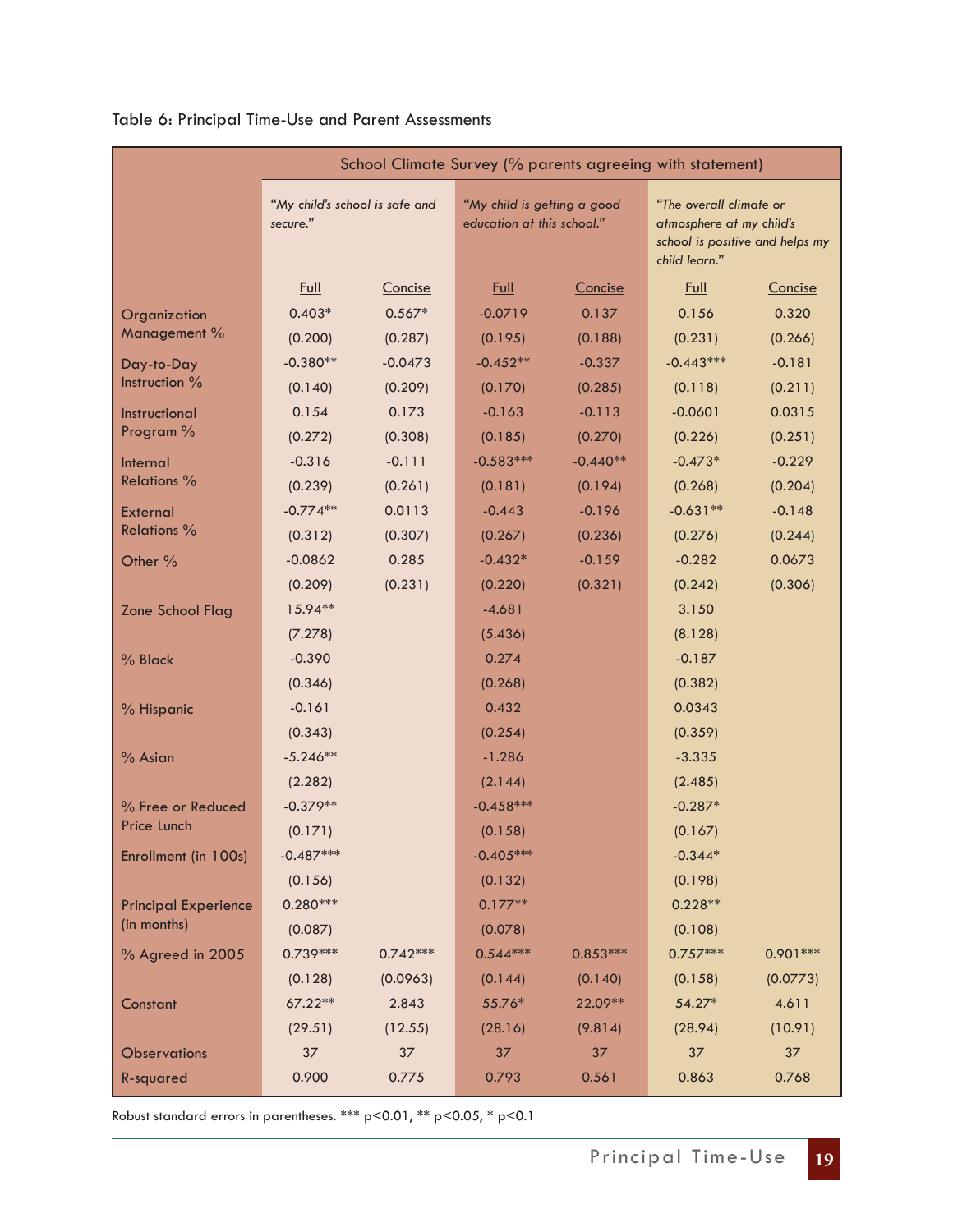Table 6: Principal Time-Use and Parent Assessments

| | School Climate Survey (% parents agreeing with statement) | | | | | |
|---|---|---|---|---|---|---|
| | *"My child's school is safe and secure."* | | *"My child is getting a good education at this school."* | | *"The overall climate or atmosphere at my child's school is positive and helps my child learn."* | |
| | Full | Concise | Full | Concise | Full | Concise |
| Organization Management % | 0.403* | 0.567* | -0.0719 | 0.137 | 0.156 | 0.320 |
| | (0.200) | (0.287) | (0.195) | (0.188) | (0.231) | (0.266) |
| Day-to-Day Instruction % | -0.380** | -0.0473 | -0.452** | -0.337 | -0.443*** | -0.181 |
| | (0.140) | (0.209) | (0.170) | (0.285) | (0.118) | (0.211) |
| Instructional Program % | 0.154 | 0.173 | -0.163 | -0.113 | -0.0601 | 0.0315 |
| | (0.272) | (0.308) | (0.185) | (0.270) | (0.226) | (0.251) |
| Internal Relations % | -0.316 | -0.111 | -0.583*** | -0.440** | -0.473* | -0.229 |
| | (0.239) | (0.261) | (0.181) | (0.194) | (0.268) | (0.204) |
| External Relations % | -0.774** | 0.0113 | -0.443 | -0.196 | -0.631** | -0.148 |
| | (0.312) | (0.307) | (0.267) | (0.236) | (0.276) | (0.244) |
| Other % | -0.0862 | 0.285 | -0.432* | -0.159 | -0.282 | 0.0673 |
| | (0.209) | (0.231) | (0.220) | (0.321) | (0.242) | (0.306) |
| Zone School Flag | 15.94** | | -4.681 | | 3.150 | |
| | (7.278) | | (5.436) | | (8.128) | |
| % Black | -0.390 | | 0.274 | | -0.187 | |
| | (0.346) | | (0.268) | | (0.382) | |
| % Hispanic | -0.161 | | 0.432 | | 0.0343 | |
| | (0.343) | | (0.254) | | (0.359) | |
| % Asian | -5.246** | | -1.286 | | -3.335 | |
| | (2.282) | | (2.144) | | (2.485) | |
| % Free or Reduced Price Lunch | -0.379** | | -0.458*** | | -0.287* | |
| | (0.171) | | (0.158) | | (0.167) | |
| Enrollment (in 100s) | -0.487*** | | -0.405*** | | -0.344* | |
| | (0.156) | | (0.132) | | (0.198) | |
| Principal Experience (in months) | 0.280*** | | 0.177** | | 0.228** | |
| | (0.087) | | (0.078) | | (0.108) | |
| % Agreed in 2005 | 0.739*** | 0.742*** | 0.544*** | 0.853*** | 0.757*** | 0.901*** |
| | (0.128) | (0.0963) | (0.144) | (0.140) | (0.158) | (0.0773) |
| Constant | 67.22** | 2.843 | 55.76* | 22.09** | 54.27* | 4.611 |
| | (29.51) | (12.55) | (28.16) | (9.814) | (28.94) | (10.91) |
| Observations | 37 | 37 | 37 | 37 | 37 | 37 |
| R-squared | 0.900 | 0.775 | 0.793 | 0.561 | 0.863 | 0.768 |

Robust standard errors in parentheses. *** $p<0.01$, ** $p<0.05$, * $p<0.1$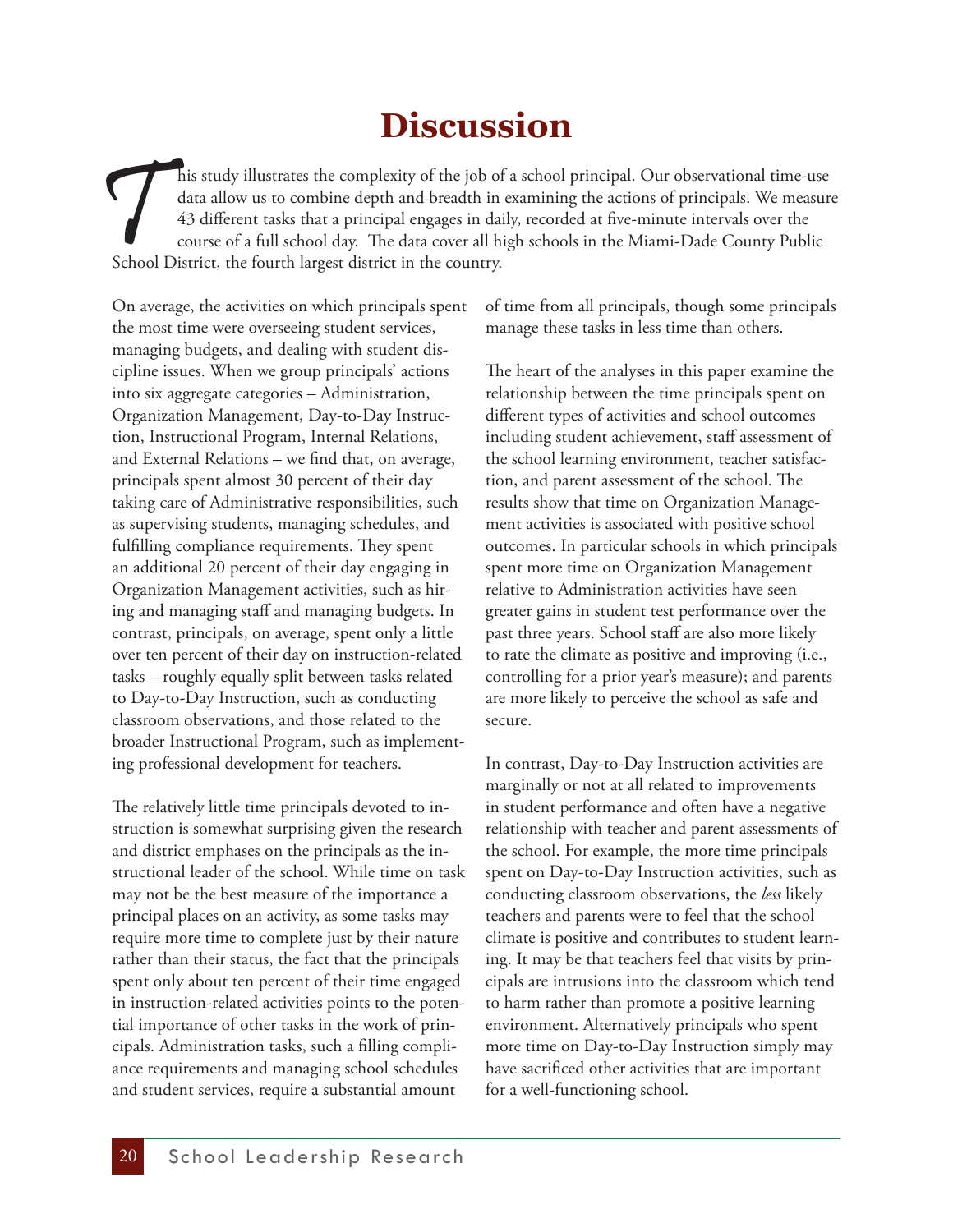# Discussion

This study illustrates the complexity of the job of a school principal. Our observational time-use data allow us to combine depth and breadth in examining the actions of principals. We measure 43 different tasks that a principal engages in daily, recorded at five-minute intervals over the course of a full school day. The data cover all high schools in the Miami-Dade County Public School District, the fourth largest district in the country.

On average, the activities on which principals spent the most time were overseeing student services, managing budgets, and dealing with student discipline issues. When we group principals' actions into six aggregate categories – Administration, Organization Management, Day-to-Day Instruction, Instructional Program, Internal Relations, and External Relations – we find that, on average, principals spent almost 30 percent of their day taking care of Administrative responsibilities, such as supervising students, managing schedules, and fulfilling compliance requirements. They spent an additional 20 percent of their day engaging in Organization Management activities, such as hiring and managing staff and managing budgets. In contrast, principals, on average, spent only a little over ten percent of their day on instruction-related tasks – roughly equally split between tasks related to Day-to-Day Instruction, such as conducting classroom observations, and those related to the broader Instructional Program, such as implementing professional development for teachers.

The relatively little time principals devoted to instruction is somewhat surprising given the research and district emphases on the principals as the instructional leader of the school. While time on task may not be the best measure of the importance a principal places on an activity, as some tasks may require more time to complete just by their nature rather than their status, the fact that the principals spent only about ten percent of their time engaged in instruction-related activities points to the potential importance of other tasks in the work of principals. Administration tasks, such a filling compliance requirements and managing school schedules and student services, require a substantial amount of time from all principals, though some principals manage these tasks in less time than others.

The heart of the analyses in this paper examine the relationship between the time principals spent on different types of activities and school outcomes including student achievement, staff assessment of the school learning environment, teacher satisfaction, and parent assessment of the school. The results show that time on Organization Management activities is associated with positive school outcomes. In particular schools in which principals spent more time on Organization Management relative to Administration activities have seen greater gains in student test performance over the past three years. School staff are also more likely to rate the climate as positive and improving (i.e., controlling for a prior year's measure); and parents are more likely to perceive the school as safe and secure.

In contrast, Day-to-Day Instruction activities are marginally or not at all related to improvements in student performance and often have a negative relationship with teacher and parent assessments of the school. For example, the more time principals spent on Day-to-Day Instruction activities, such as conducting classroom observations, the *less* likely teachers and parents were to feel that the school climate is positive and contributes to student learning. It may be that teachers feel that visits by principals are intrusions into the classroom which tend to harm rather than promote a positive learning environment. Alternatively principals who spent more time on Day-to-Day Instruction simply may have sacrificed other activities that are important for a well-functioning school.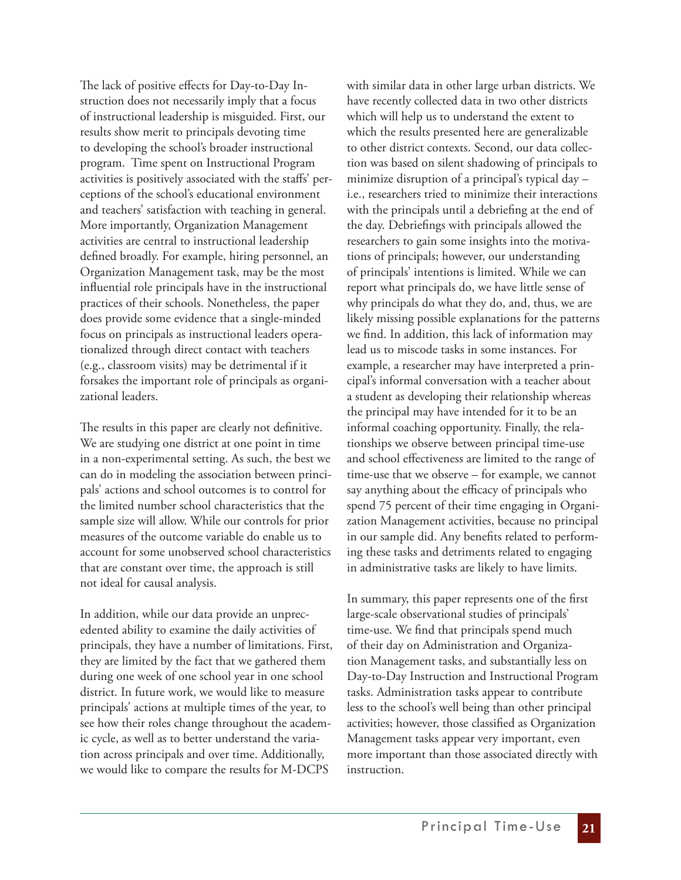The lack of positive effects for Day-to-Day Instruction does not necessarily imply that a focus of instructional leadership is misguided. First, our results show merit to principals devoting time to developing the school's broader instructional program. Time spent on Instructional Program activities is positively associated with the staffs' perceptions of the school's educational environment and teachers' satisfaction with teaching in general. More importantly, Organization Management activities are central to instructional leadership defined broadly. For example, hiring personnel, an Organization Management task, may be the most influential role principals have in the instructional practices of their schools. Nonetheless, the paper does provide some evidence that a single-minded focus on principals as instructional leaders operationalized through direct contact with teachers (e.g., classroom visits) may be detrimental if it forsakes the important role of principals as organizational leaders.

The results in this paper are clearly not definitive. We are studying one district at one point in time in a non-experimental setting. As such, the best we can do in modeling the association between principals' actions and school outcomes is to control for the limited number school characteristics that the sample size will allow. While our controls for prior measures of the outcome variable do enable us to account for some unobserved school characteristics that are constant over time, the approach is still not ideal for causal analysis.

In addition, while our data provide an unprecedented ability to examine the daily activities of principals, they have a number of limitations. First, they are limited by the fact that we gathered them during one week of one school year in one school district. In future work, we would like to measure principals' actions at multiple times of the year, to see how their roles change throughout the academic cycle, as well as to better understand the variation across principals and over time. Additionally, we would like to compare the results for M-DCPS with similar data in other large urban districts. We have recently collected data in two other districts which will help us to understand the extent to which the results presented here are generalizable to other district contexts. Second, our data collection was based on silent shadowing of principals to minimize disruption of a principal's typical day – i.e., researchers tried to minimize their interactions with the principals until a debriefing at the end of the day. Debriefings with principals allowed the researchers to gain some insights into the motivations of principals; however, our understanding of principals' intentions is limited. While we can report what principals do, we have little sense of why principals do what they do, and, thus, we are likely missing possible explanations for the patterns we find. In addition, this lack of information may lead us to miscode tasks in some instances. For example, a researcher may have interpreted a principal's informal conversation with a teacher about a student as developing their relationship whereas the principal may have intended for it to be an informal coaching opportunity. Finally, the relationships we observe between principal time-use and school effectiveness are limited to the range of time-use that we observe – for example, we cannot say anything about the efficacy of principals who spend 75 percent of their time engaging in Organization Management activities, because no principal in our sample did. Any benefits related to performing these tasks and detriments related to engaging in administrative tasks are likely to have limits.

In summary, this paper represents one of the first large-scale observational studies of principals' time-use. We find that principals spend much of their day on Administration and Organization Management tasks, and substantially less on Day-to-Day Instruction and Instructional Program tasks. Administration tasks appear to contribute less to the school's well being than other principal activities; however, those classified as Organization Management tasks appear very important, even more important than those associated directly with instruction.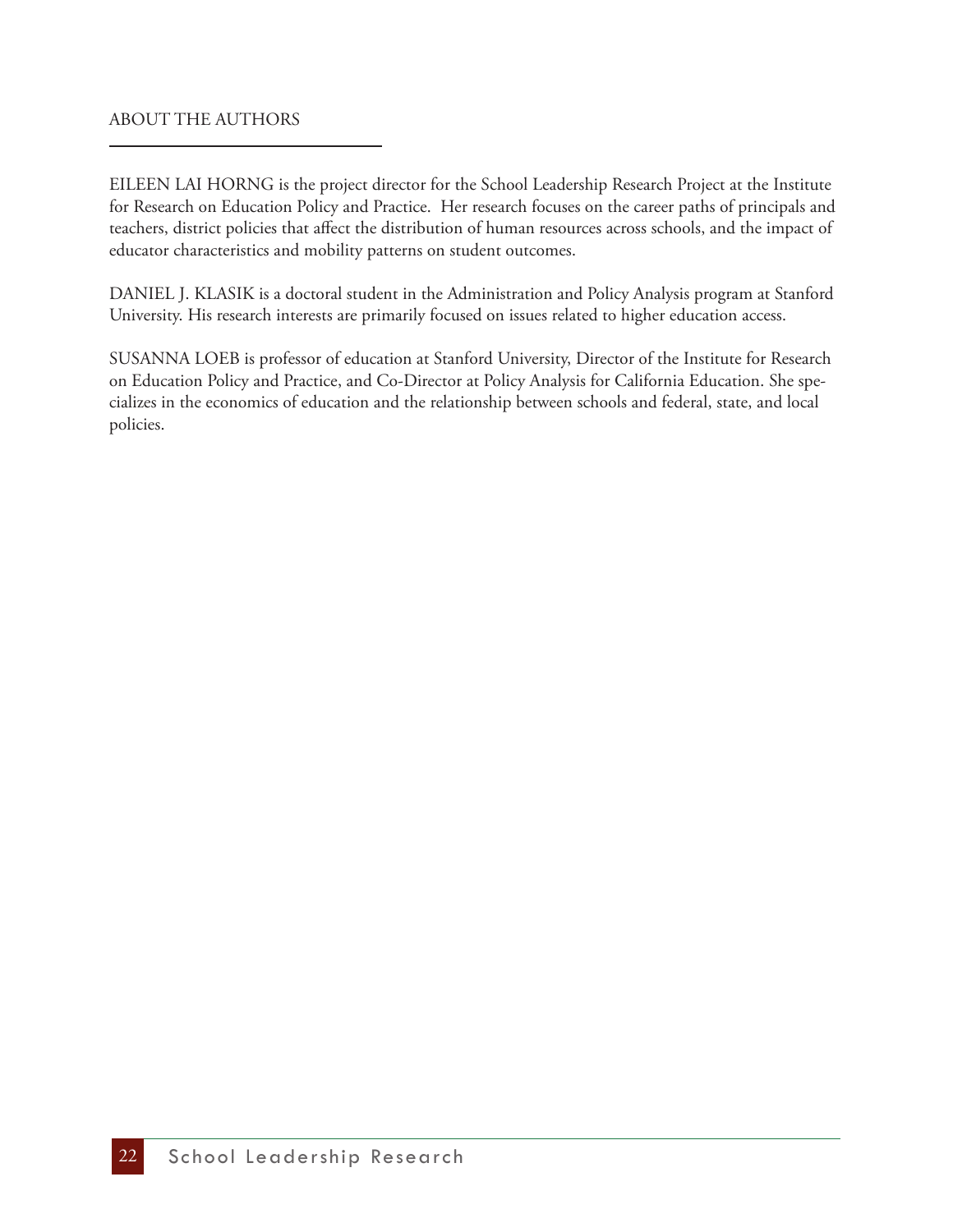## ABOUT THE AUTHORS

EILEEN LAI HORNG is the project director for the School Leadership Research Project at the Institute for Research on Education Policy and Practice. Her research focuses on the career paths of principals and teachers, district policies that affect the distribution of human resources across schools, and the impact of educator characteristics and mobility patterns on student outcomes.

DANIEL J. KLASIK is a doctoral student in the Administration and Policy Analysis program at Stanford University. His research interests are primarily focused on issues related to higher education access.

SUSANNA LOEB is professor of education at Stanford University, Director of the Institute for Research on Education Policy and Practice, and Co-Director at Policy Analysis for California Education. She specializes in the economics of education and the relationship between schools and federal, state, and local policies.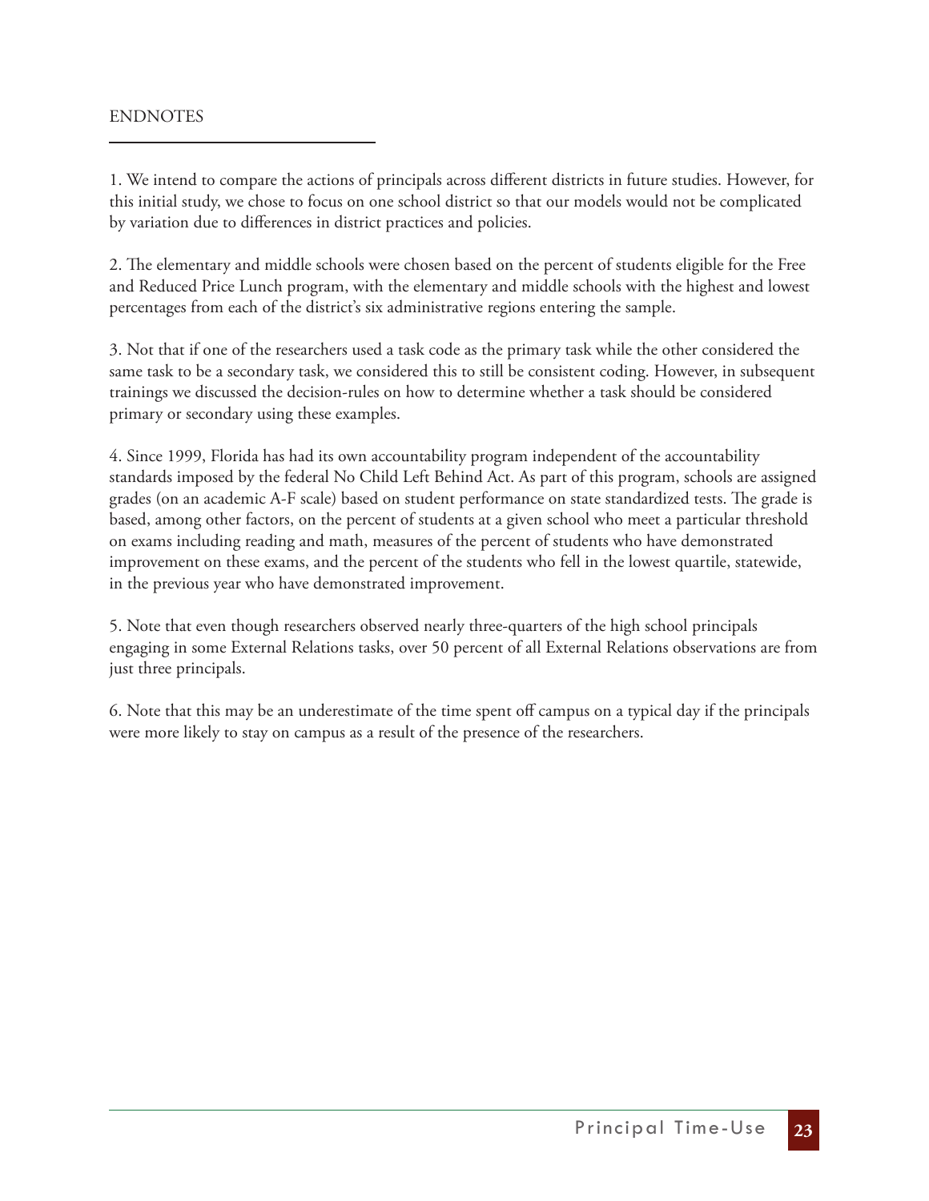## ENDNOTES

1. We intend to compare the actions of principals across different districts in future studies. However, for this initial study, we chose to focus on one school district so that our models would not be complicated by variation due to differences in district practices and policies.

2. The elementary and middle schools were chosen based on the percent of students eligible for the Free and Reduced Price Lunch program, with the elementary and middle schools with the highest and lowest percentages from each of the district's six administrative regions entering the sample.

3. Not that if one of the researchers used a task code as the primary task while the other considered the same task to be a secondary task, we considered this to still be consistent coding. However, in subsequent trainings we discussed the decision-rules on how to determine whether a task should be considered primary or secondary using these examples.

4. Since 1999, Florida has had its own accountability program independent of the accountability standards imposed by the federal No Child Left Behind Act. As part of this program, schools are assigned grades (on an academic A-F scale) based on student performance on state standardized tests. The grade is based, among other factors, on the percent of students at a given school who meet a particular threshold on exams including reading and math, measures of the percent of students who have demonstrated improvement on these exams, and the percent of the students who fell in the lowest quartile, statewide, in the previous year who have demonstrated improvement.

5. Note that even though researchers observed nearly three-quarters of the high school principals engaging in some External Relations tasks, over 50 percent of all External Relations observations are from just three principals.

6. Note that this may be an underestimate of the time spent off campus on a typical day if the principals were more likely to stay on campus as a result of the presence of the researchers.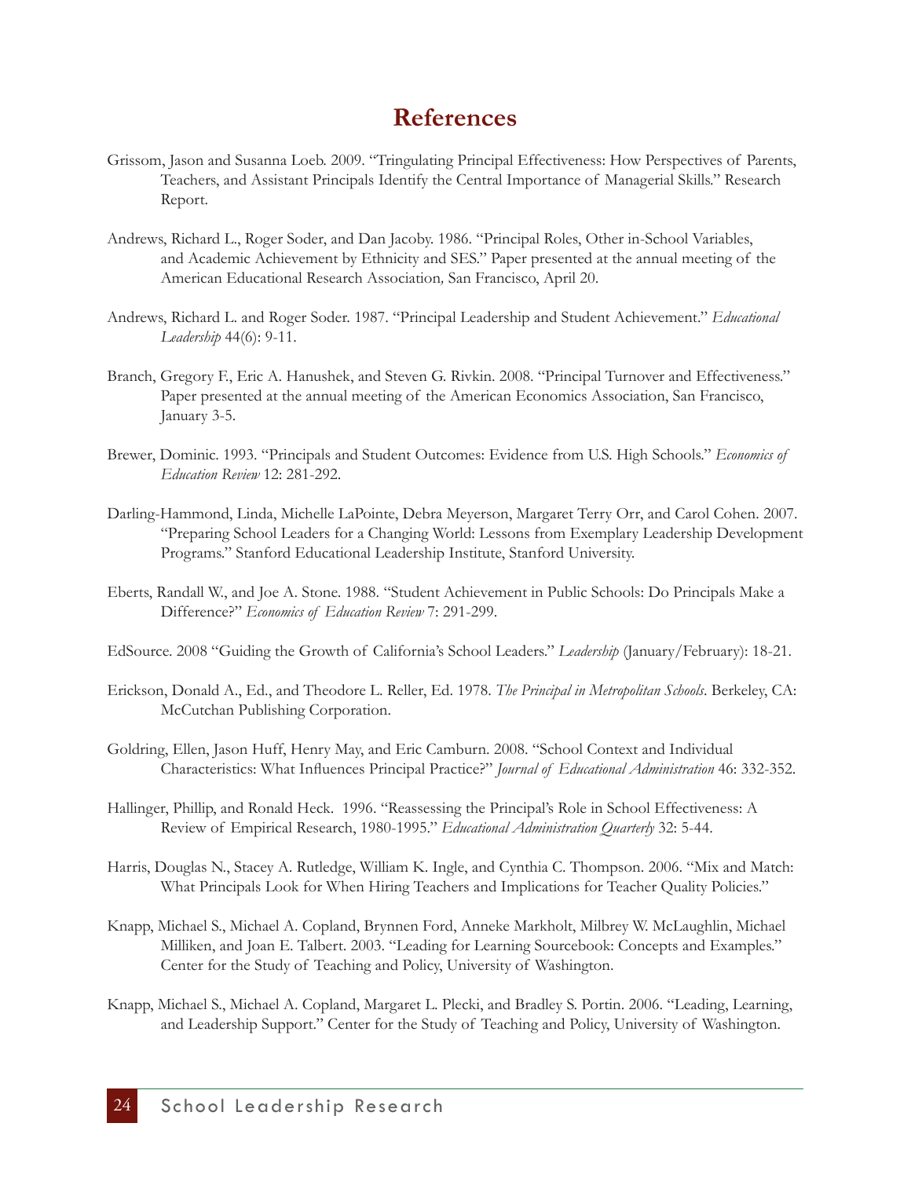# References

Grissom, Jason and Susanna Loeb. 2009. "Tringulating Principal Effectiveness: How Perspectives of Parents, Teachers, and Assistant Principals Identify the Central Importance of Managerial Skills." Research Report.

Andrews, Richard L., Roger Soder, and Dan Jacoby. 1986. "Principal Roles, Other in-School Variables, and Academic Achievement by Ethnicity and SES." Paper presented at the annual meeting of the American Educational Research Association*,* San Francisco, April 20.

Andrews, Richard L. and Roger Soder. 1987. "Principal Leadership and Student Achievement." *Educational Leadership* 44(6): 9-11.

Branch, Gregory F., Eric A. Hanushek, and Steven G. Rivkin. 2008. "Principal Turnover and Effectiveness." Paper presented at the annual meeting of the American Economics Association, San Francisco, January 3-5.

Brewer, Dominic. 1993. "Principals and Student Outcomes: Evidence from U.S. High Schools." *Economics of Education Review* 12: 281-292.

Darling-Hammond, Linda, Michelle LaPointe, Debra Meyerson, Margaret Terry Orr, and Carol Cohen. 2007. "Preparing School Leaders for a Changing World: Lessons from Exemplary Leadership Development Programs." Stanford Educational Leadership Institute, Stanford University.

Eberts, Randall W., and Joe A. Stone. 1988. "Student Achievement in Public Schools: Do Principals Make a Difference?" *Economics of Education Review* 7: 291-299.

EdSource. 2008 "Guiding the Growth of California's School Leaders." *Leadership* (January/February): 18-21.

Erickson, Donald A., Ed., and Theodore L. Reller, Ed. 1978. *The Principal in Metropolitan Schools*. Berkeley, CA: McCutchan Publishing Corporation.

Goldring, Ellen, Jason Huff, Henry May, and Eric Camburn. 2008. "School Context and Individual Characteristics: What Influences Principal Practice?" *Journal of Educational Administration* 46: 332-352.

Hallinger, Phillip, and Ronald Heck. 1996. "Reassessing the Principal's Role in School Effectiveness: A Review of Empirical Research, 1980-1995." *Educational Administration Quarterly* 32: 5-44.

Harris, Douglas N., Stacey A. Rutledge, William K. Ingle, and Cynthia C. Thompson. 2006. "Mix and Match: What Principals Look for When Hiring Teachers and Implications for Teacher Quality Policies."

Knapp, Michael S., Michael A. Copland, Brynnen Ford, Anneke Markholt, Milbrey W. McLaughlin, Michael Milliken, and Joan E. Talbert. 2003. "Leading for Learning Sourcebook: Concepts and Examples." Center for the Study of Teaching and Policy, University of Washington.

Knapp, Michael S., Michael A. Copland, Margaret L. Plecki, and Bradley S. Portin. 2006. "Leading, Learning, and Leadership Support." Center for the Study of Teaching and Policy, University of Washington.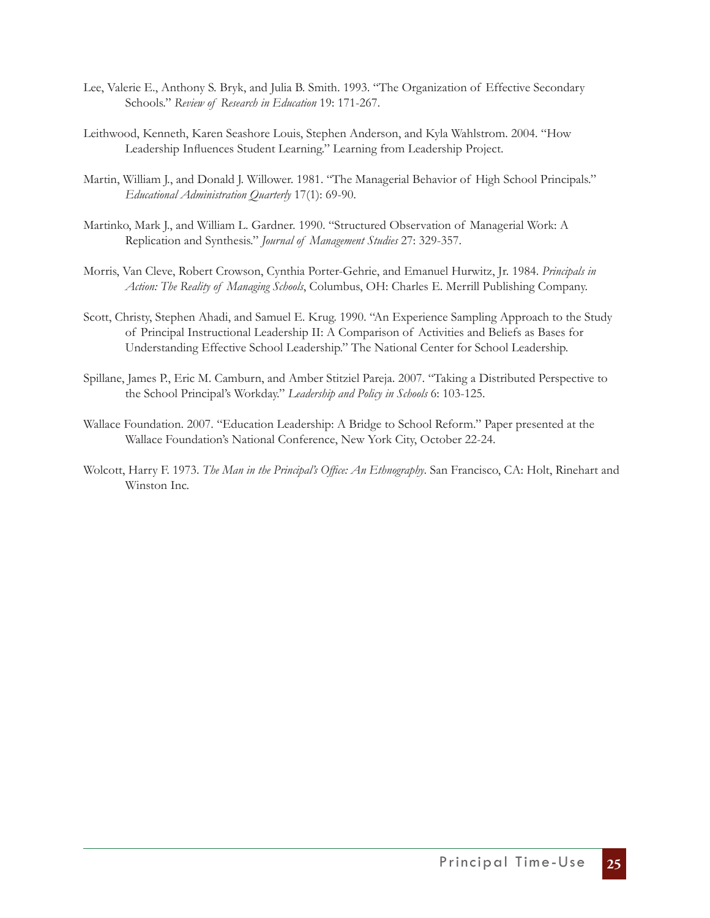Lee, Valerie E., Anthony S. Bryk, and Julia B. Smith. 1993. "The Organization of Effective Secondary Schools." *Review of Research in Education* 19: 171-267.

Leithwood, Kenneth, Karen Seashore Louis, Stephen Anderson, and Kyla Wahlstrom. 2004. "How Leadership Influences Student Learning." Learning from Leadership Project.

Martin, William J., and Donald J. Willower. 1981. "The Managerial Behavior of High School Principals." *Educational Administration Quarterly* 17(1): 69-90.

Martinko, Mark J., and William L. Gardner. 1990. "Structured Observation of Managerial Work: A Replication and Synthesis." *Journal of Management Studies* 27: 329-357.

Morris, Van Cleve, Robert Crowson, Cynthia Porter-Gehrie, and Emanuel Hurwitz, Jr. 1984. *Principals in Action: The Reality of Managing Schools*, Columbus, OH: Charles E. Merrill Publishing Company.

Scott, Christy, Stephen Ahadi, and Samuel E. Krug. 1990. "An Experience Sampling Approach to the Study of Principal Instructional Leadership II: A Comparison of Activities and Beliefs as Bases for Understanding Effective School Leadership." The National Center for School Leadership.

Spillane, James P., Eric M. Camburn, and Amber Stitziel Pareja. 2007. "Taking a Distributed Perspective to the School Principal's Workday." *Leadership and Policy in Schools* 6: 103-125.

Wallace Foundation. 2007. "Education Leadership: A Bridge to School Reform." Paper presented at the Wallace Foundation's National Conference, New York City, October 22-24.

Wolcott, Harry F. 1973. *The Man in the Principal's Office: An Ethnography*. San Francisco, CA: Holt, Rinehart and Winston Inc.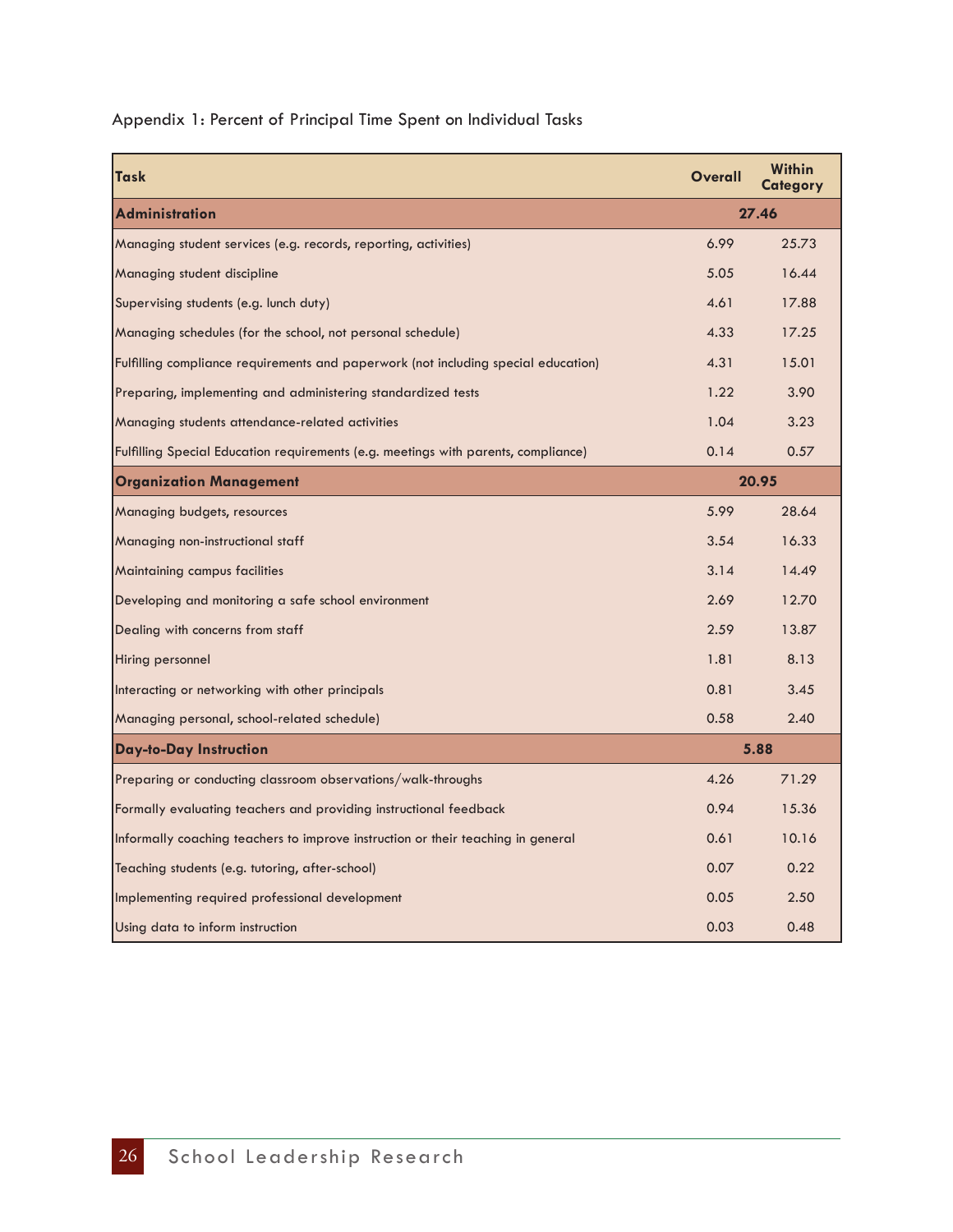Appendix 1: Percent of Principal Time Spent on Individual Tasks

| Task | Overall | Within Category |
|---|---|---|
| **Administration** | **27.46** | |
| Managing student services (e.g. records, reporting, activities) | 6.99 | 25.73 |
| Managing student discipline | 5.05 | 16.44 |
| Supervising students (e.g. lunch duty) | 4.61 | 17.88 |
| Managing schedules (for the school, not personal schedule) | 4.33 | 17.25 |
| Fulfilling compliance requirements and paperwork (not including special education) | 4.31 | 15.01 |
| Preparing, implementing and administering standardized tests | 1.22 | 3.90 |
| Managing students attendance-related activities | 1.04 | 3.23 |
| Fulfilling Special Education requirements (e.g. meetings with parents, compliance) | 0.14 | 0.57 |
| **Organization Management** | **20.95** | |
| Managing budgets, resources | 5.99 | 28.64 |
| Managing non-instructional staff | 3.54 | 16.33 |
| Maintaining campus facilities | 3.14 | 14.49 |
| Developing and monitoring a safe school environment | 2.69 | 12.70 |
| Dealing with concerns from staff | 2.59 | 13.87 |
| Hiring personnel | 1.81 | 8.13 |
| Interacting or networking with other principals | 0.81 | 3.45 |
| Managing personal, school-related schedule) | 0.58 | 2.40 |
| **Day-to-Day Instruction** | **5.88** | |
| Preparing or conducting classroom observations/walk-throughs | 4.26 | 71.29 |
| Formally evaluating teachers and providing instructional feedback | 0.94 | 15.36 |
| Informally coaching teachers to improve instruction or their teaching in general | 0.61 | 10.16 |
| Teaching students (e.g. tutoring, after-school) | 0.07 | 0.22 |
| Implementing required professional development | 0.05 | 2.50 |
| Using data to inform instruction | 0.03 | 0.48 |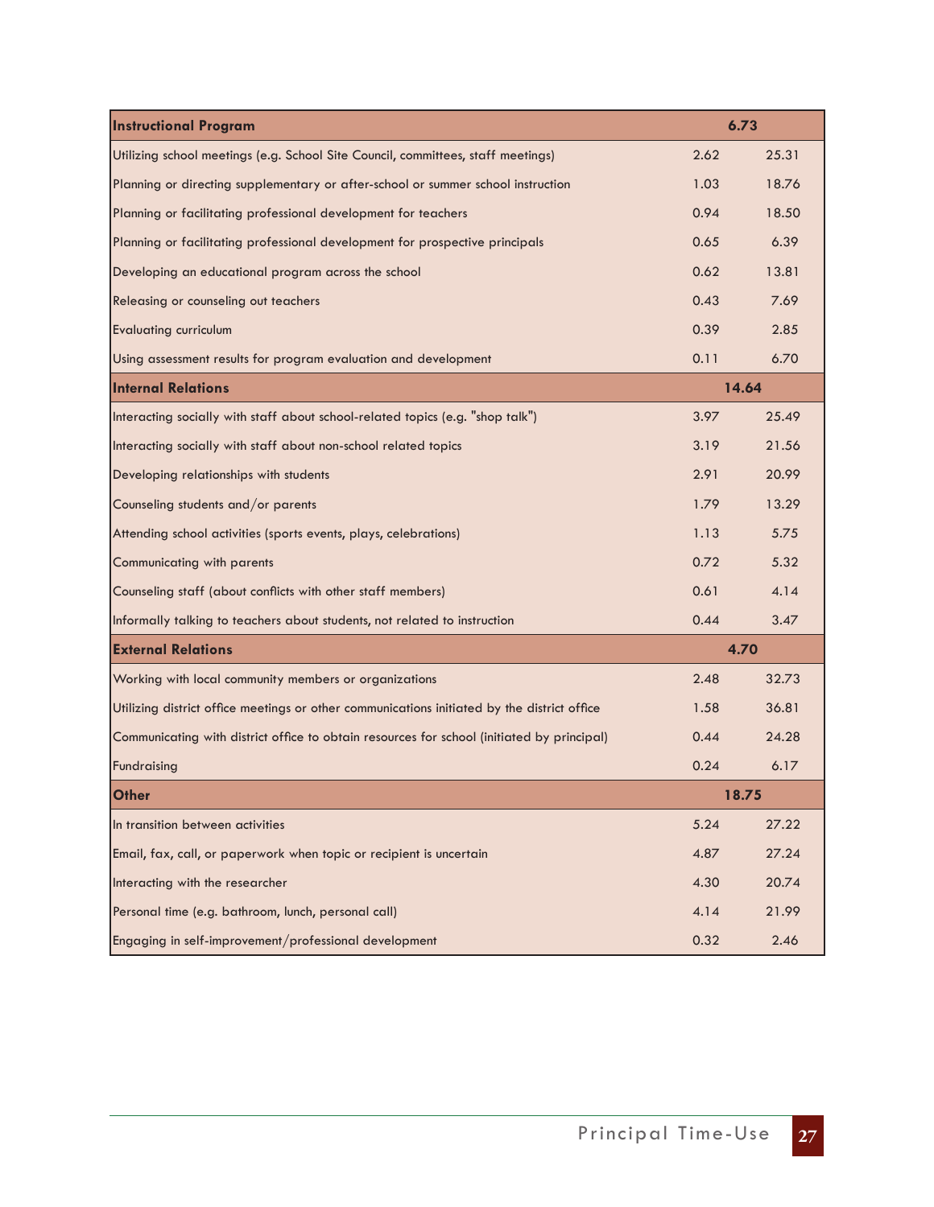| | | |
|---|---|---|
| **Instructional Program** | **6.73** | |
| Utilizing school meetings (e.g. School Site Council, committees, staff meetings) | 2.62 | 25.31 |
| Planning or directing supplementary or after-school or summer school instruction | 1.03 | 18.76 |
| Planning or facilitating professional development for teachers | 0.94 | 18.50 |
| Planning or facilitating professional development for prospective principals | 0.65 | 6.39 |
| Developing an educational program across the school | 0.62 | 13.81 |
| Releasing or counseling out teachers | 0.43 | 7.69 |
| Evaluating curriculum | 0.39 | 2.85 |
| Using assessment results for program evaluation and development | 0.11 | 6.70 |
| **Internal Relations** | **14.64** | |
| Interacting socially with staff about school-related topics (e.g. "shop talk") | 3.97 | 25.49 |
| Interacting socially with staff about non-school related topics | 3.19 | 21.56 |
| Developing relationships with students | 2.91 | 20.99 |
| Counseling students and/or parents | 1.79 | 13.29 |
| Attending school activities (sports events, plays, celebrations) | 1.13 | 5.75 |
| Communicating with parents | 0.72 | 5.32 |
| Counseling staff (about conflicts with other staff members) | 0.61 | 4.14 |
| Informally talking to teachers about students, not related to instruction | 0.44 | 3.47 |
| **External Relations** | **4.70** | |
| Working with local community members or organizations | 2.48 | 32.73 |
| Utilizing district office meetings or other communications initiated by the district office | 1.58 | 36.81 |
| Communicating with district office to obtain resources for school (initiated by principal) | 0.44 | 24.28 |
| Fundraising | 0.24 | 6.17 |
| **Other** | **18.75** | |
| In transition between activities | 5.24 | 27.22 |
| Email, fax, call, or paperwork when topic or recipient is uncertain | 4.87 | 27.24 |
| Interacting with the researcher | 4.30 | 20.74 |
| Personal time (e.g. bathroom, lunch, personal call) | 4.14 | 21.99 |
| Engaging in self-improvement/professional development | 0.32 | 2.46 |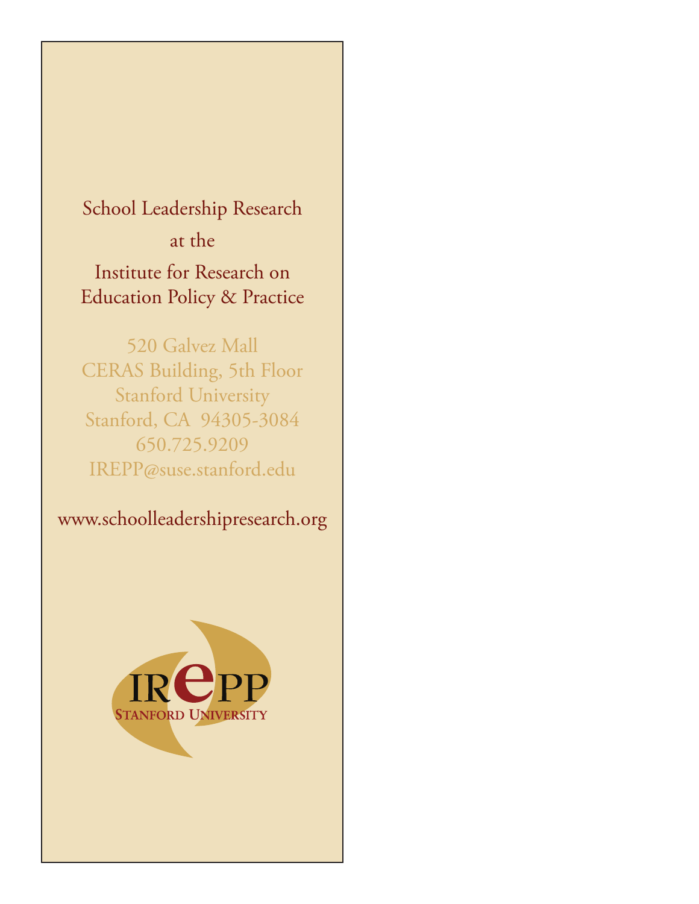School Leadership Research

at the

Institute for Research on
Education Policy & Practice

520 Galvez Mall
CERAS Building, 5th Floor
Stanford University
Stanford, CA 94305-3084
650.725.9209
IREPP@suse.stanford.edu

www.schoolleadershipresearch.org

IREPP
STANFORD UNIVERSITY